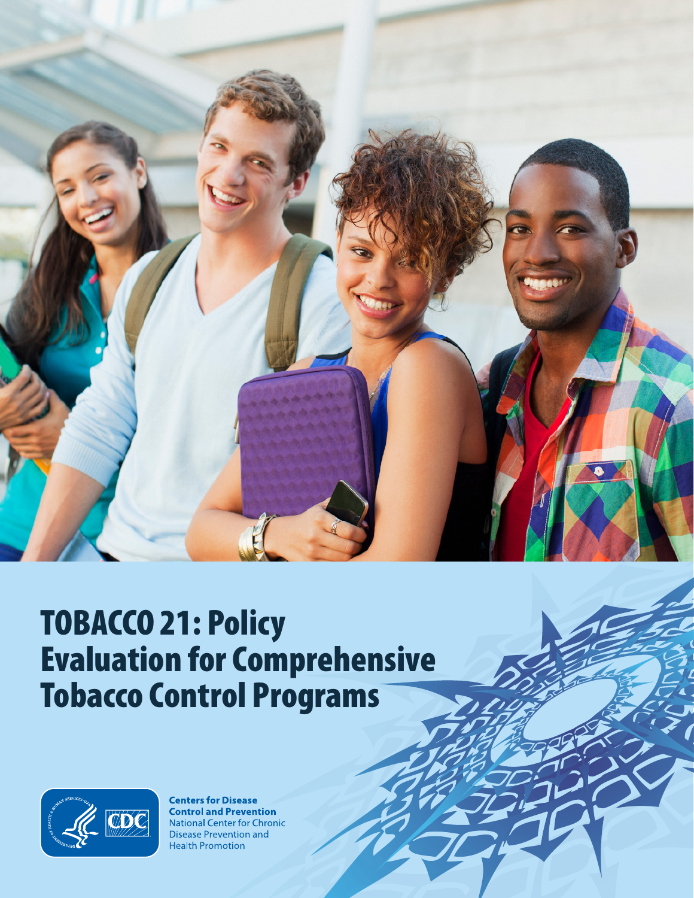# TOBACCO 21: Policy Evaluation for Comprehensive Tobacco Control Programs

**Centers for Disease Control and Prevention**
National Center for Chronic Disease Prevention and Health Promotion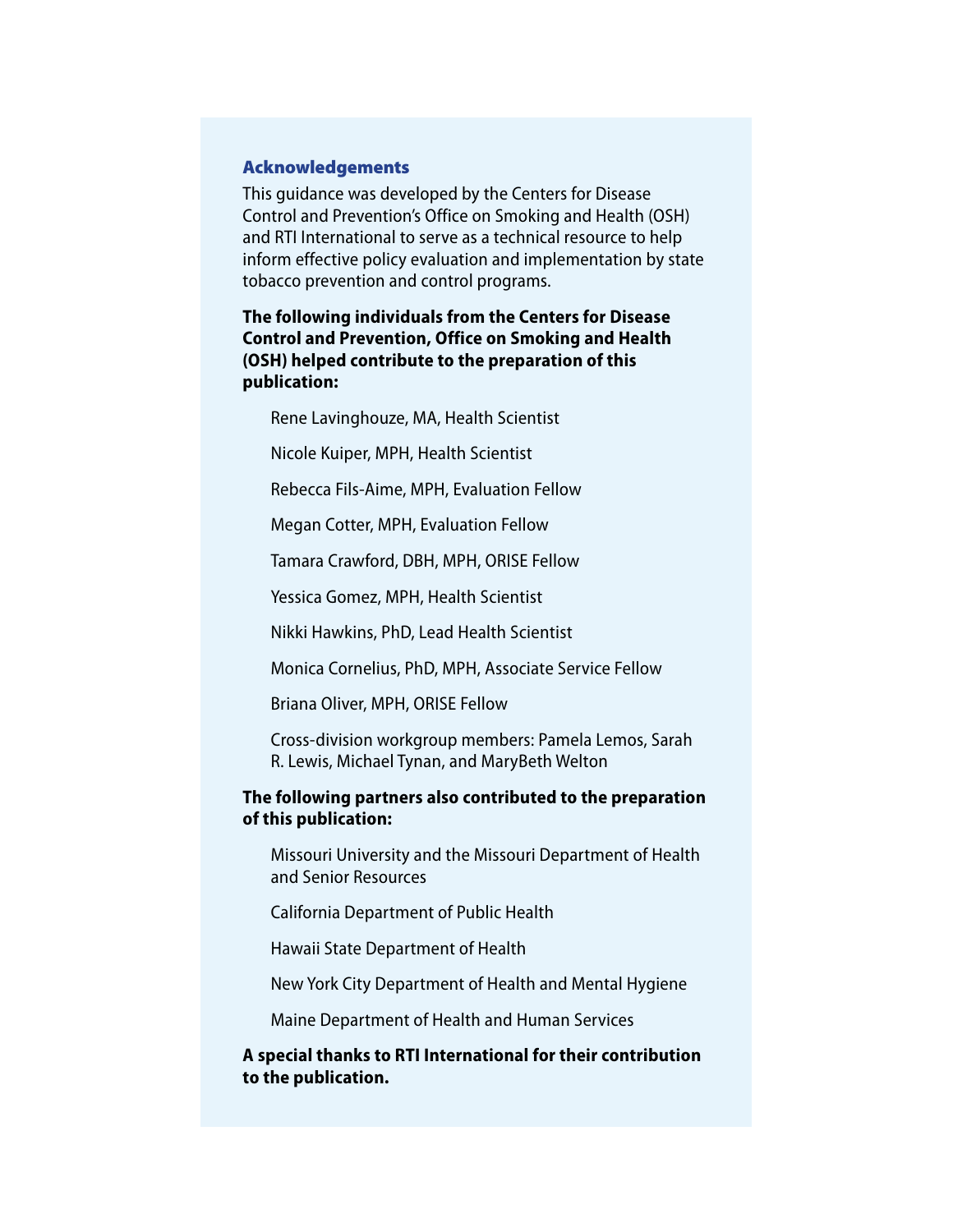## Acknowledgements

This guidance was developed by the Centers for Disease Control and Prevention's Office on Smoking and Health (OSH) and RTI International to serve as a technical resource to help inform effective policy evaluation and implementation by state tobacco prevention and control programs.

**The following individuals from the Centers for Disease Control and Prevention, Office on Smoking and Health (OSH) helped contribute to the preparation of this publication:**

Rene Lavinghouze, MA, Health Scientist

Nicole Kuiper, MPH, Health Scientist

Rebecca Fils-Aime, MPH, Evaluation Fellow

Megan Cotter, MPH, Evaluation Fellow

Tamara Crawford, DBH, MPH, ORISE Fellow

Yessica Gomez, MPH, Health Scientist

Nikki Hawkins, PhD, Lead Health Scientist

Monica Cornelius, PhD, MPH, Associate Service Fellow

Briana Oliver, MPH, ORISE Fellow

Cross-division workgroup members: Pamela Lemos, Sarah R. Lewis, Michael Tynan, and MaryBeth Welton

**The following partners also contributed to the preparation of this publication:**

Missouri University and the Missouri Department of Health and Senior Resources

California Department of Public Health

Hawaii State Department of Health

New York City Department of Health and Mental Hygiene

Maine Department of Health and Human Services

**A special thanks to RTI International for their contribution to the publication.**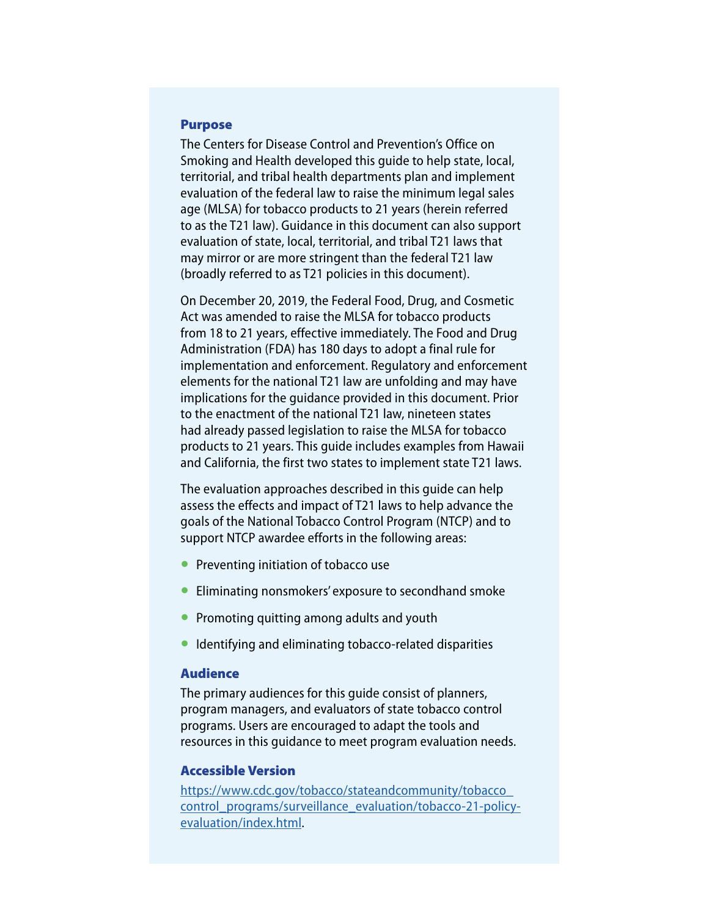## Purpose

The Centers for Disease Control and Prevention's Office on Smoking and Health developed this guide to help state, local, territorial, and tribal health departments plan and implement evaluation of the federal law to raise the minimum legal sales age (MLSA) for tobacco products to 21 years (herein referred to as the T21 law). Guidance in this document can also support evaluation of state, local, territorial, and tribal T21 laws that may mirror or are more stringent than the federal T21 law (broadly referred to as T21 policies in this document).

On December 20, 2019, the Federal Food, Drug, and Cosmetic Act was amended to raise the MLSA for tobacco products from 18 to 21 years, effective immediately. The Food and Drug Administration (FDA) has 180 days to adopt a final rule for implementation and enforcement. Regulatory and enforcement elements for the national T21 law are unfolding and may have implications for the guidance provided in this document. Prior to the enactment of the national T21 law, nineteen states had already passed legislation to raise the MLSA for tobacco products to 21 years. This guide includes examples from Hawaii and California, the first two states to implement state T21 laws.

The evaluation approaches described in this guide can help assess the effects and impact of T21 laws to help advance the goals of the National Tobacco Control Program (NTCP) and to support NTCP awardee efforts in the following areas:

- Preventing initiation of tobacco use
- Eliminating nonsmokers' exposure to secondhand smoke
- Promoting quitting among adults and youth
- Identifying and eliminating tobacco-related disparities

## Audience

The primary audiences for this guide consist of planners, program managers, and evaluators of state tobacco control programs. Users are encouraged to adapt the tools and resources in this guidance to meet program evaluation needs.

## Accessible Version

https://www.cdc.gov/tobacco/stateandcommunity/tobacco_control_programs/surveillance_evaluation/tobacco-21-policy-evaluation/index.html.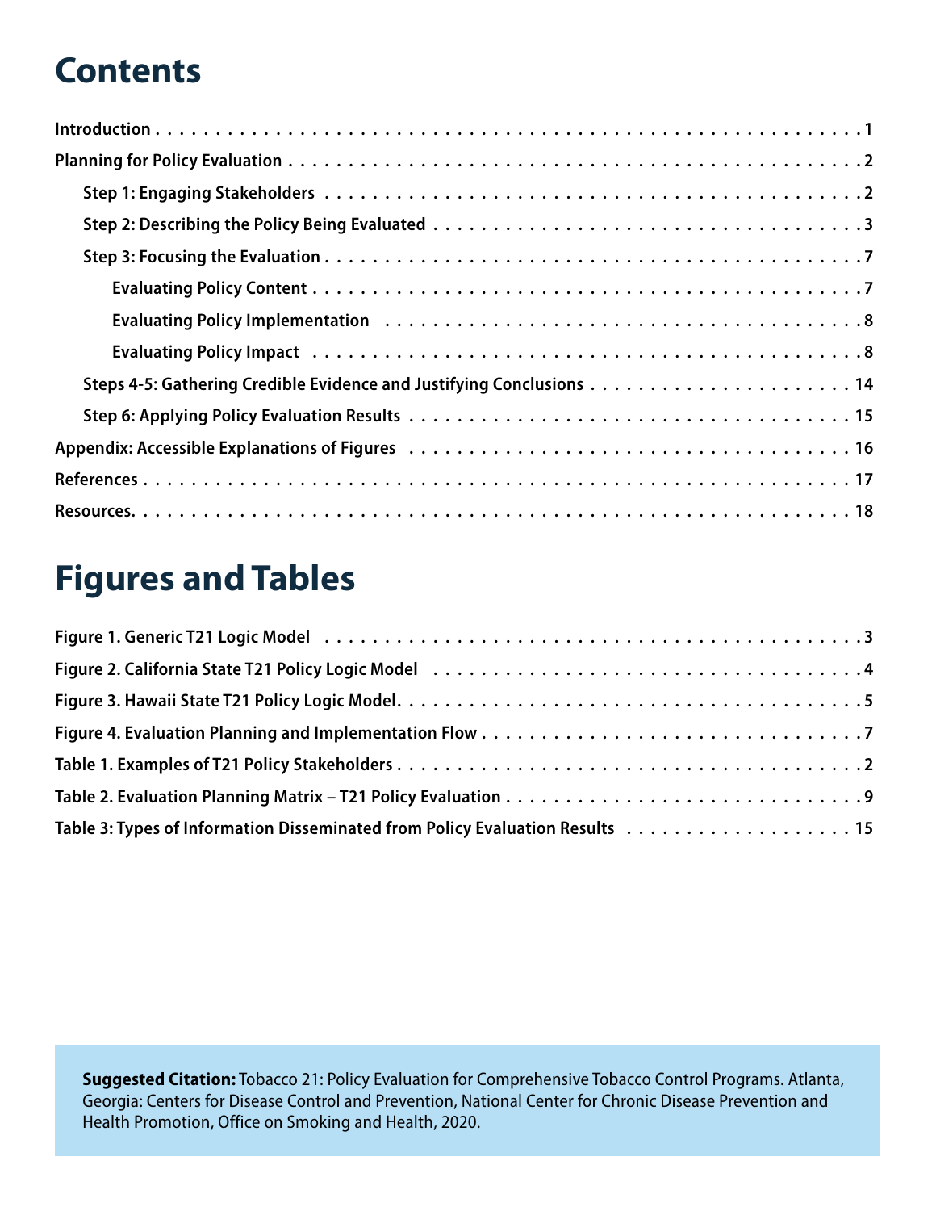# Contents

Introduction . . . . . . . . . . . . . . . . . . . . . . . . . . . . . . . . . . . . . . . . . . . . . . . . 1

Planning for Policy Evaluation . . . . . . . . . . . . . . . . . . . . . . . . . . . . . . . . . . . . . . . . 2

- Step 1: Engaging Stakeholders . . . . . . . . . . . . . . . . . . . . . . . . . . . . . . . . . . . . . 2
- Step 2: Describing the Policy Being Evaluated . . . . . . . . . . . . . . . . . . . . . . . . . . . . . 3
- Step 3: Focusing the Evaluation . . . . . . . . . . . . . . . . . . . . . . . . . . . . . . . . . . . . 7
  - Evaluating Policy Content . . . . . . . . . . . . . . . . . . . . . . . . . . . . . . . . . . . . 7
  - Evaluating Policy Implementation . . . . . . . . . . . . . . . . . . . . . . . . . . . . . . . . 8
  - Evaluating Policy Impact . . . . . . . . . . . . . . . . . . . . . . . . . . . . . . . . . . . . . 8
- Steps 4-5: Gathering Credible Evidence and Justifying Conclusions . . . . . . . . . . . . . . . . 14
- Step 6: Applying Policy Evaluation Results . . . . . . . . . . . . . . . . . . . . . . . . . . . . . 15

Appendix: Accessible Explanations of Figures . . . . . . . . . . . . . . . . . . . . . . . . . . . . 16

References . . . . . . . . . . . . . . . . . . . . . . . . . . . . . . . . . . . . . . . . . . . . . . . . 17

Resources. . . . . . . . . . . . . . . . . . . . . . . . . . . . . . . . . . . . . . . . . . . . . . . . . 18

# Figures and Tables

Figure 1. Generic T21 Logic Model . . . . . . . . . . . . . . . . . . . . . . . . . . . . . . . . . . . . 3

Figure 2. California State T21 Policy Logic Model . . . . . . . . . . . . . . . . . . . . . . . . . . . 4

Figure 3. Hawaii State T21 Policy Logic Model. . . . . . . . . . . . . . . . . . . . . . . . . . . . . . 5

Figure 4. Evaluation Planning and Implementation Flow . . . . . . . . . . . . . . . . . . . . . . . . 7

Table 1. Examples of T21 Policy Stakeholders . . . . . . . . . . . . . . . . . . . . . . . . . . . . . . 2

Table 2. Evaluation Planning Matrix – T21 Policy Evaluation . . . . . . . . . . . . . . . . . . . . . . 9

Table 3: Types of Information Disseminated from Policy Evaluation Results . . . . . . . . . . . . . 15

**Suggested Citation:** Tobacco 21: Policy Evaluation for Comprehensive Tobacco Control Programs. Atlanta, Georgia: Centers for Disease Control and Prevention, National Center for Chronic Disease Prevention and Health Promotion, Office on Smoking and Health, 2020.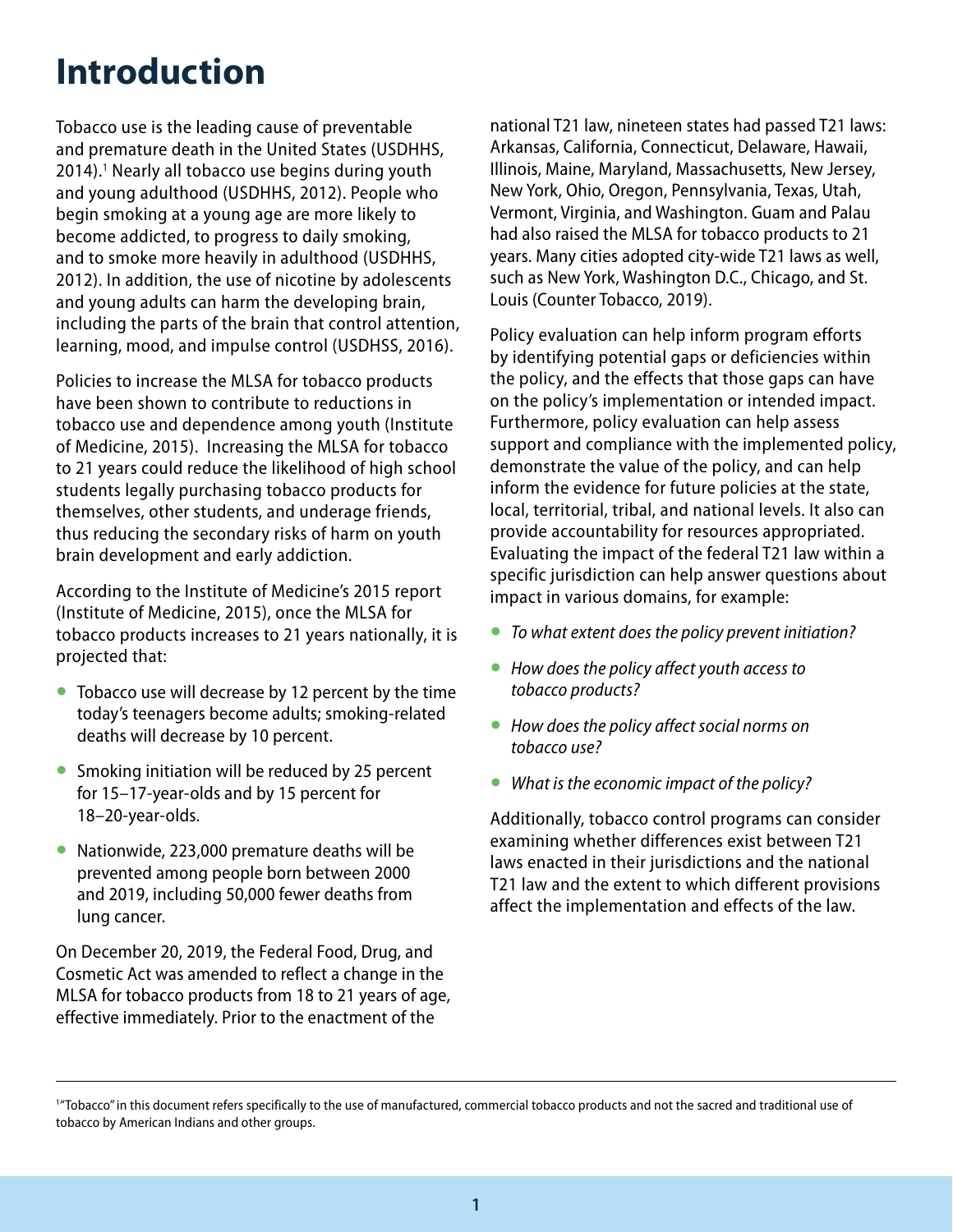# Introduction

Tobacco use is the leading cause of preventable and premature death in the United States (USDHHS, 2014).[1] Nearly all tobacco use begins during youth and young adulthood (USDHHS, 2012). People who begin smoking at a young age are more likely to become addicted, to progress to daily smoking, and to smoke more heavily in adulthood (USDHHS, 2012). In addition, the use of nicotine by adolescents and young adults can harm the developing brain, including the parts of the brain that control attention, learning, mood, and impulse control (USDHSS, 2016).

Policies to increase the MLSA for tobacco products have been shown to contribute to reductions in tobacco use and dependence among youth (Institute of Medicine, 2015). Increasing the MLSA for tobacco to 21 years could reduce the likelihood of high school students legally purchasing tobacco products for themselves, other students, and underage friends, thus reducing the secondary risks of harm on youth brain development and early addiction.

According to the Institute of Medicine's 2015 report (Institute of Medicine, 2015), once the MLSA for tobacco products increases to 21 years nationally, it is projected that:

- Tobacco use will decrease by 12 percent by the time today's teenagers become adults; smoking-related deaths will decrease by 10 percent.
- Smoking initiation will be reduced by 25 percent for 15–17-year-olds and by 15 percent for 18–20-year-olds.
- Nationwide, 223,000 premature deaths will be prevented among people born between 2000 and 2019, including 50,000 fewer deaths from lung cancer.

On December 20, 2019, the Federal Food, Drug, and Cosmetic Act was amended to reflect a change in the MLSA for tobacco products from 18 to 21 years of age, effective immediately. Prior to the enactment of the national T21 law, nineteen states had passed T21 laws: Arkansas, California, Connecticut, Delaware, Hawaii, Illinois, Maine, Maryland, Massachusetts, New Jersey, New York, Ohio, Oregon, Pennsylvania, Texas, Utah, Vermont, Virginia, and Washington. Guam and Palau had also raised the MLSA for tobacco products to 21 years. Many cities adopted city-wide T21 laws as well, such as New York, Washington D.C., Chicago, and St. Louis (Counter Tobacco, 2019).

Policy evaluation can help inform program efforts by identifying potential gaps or deficiencies within the policy, and the effects that those gaps can have on the policy's implementation or intended impact. Furthermore, policy evaluation can help assess support and compliance with the implemented policy, demonstrate the value of the policy, and can help inform the evidence for future policies at the state, local, territorial, tribal, and national levels. It also can provide accountability for resources appropriated. Evaluating the impact of the federal T21 law within a specific jurisdiction can help answer questions about impact in various domains, for example:

- *To what extent does the policy prevent initiation?*
- *How does the policy affect youth access to tobacco products?*
- *How does the policy affect social norms on tobacco use?*
- *What is the economic impact of the policy?*

Additionally, tobacco control programs can consider examining whether differences exist between T21 laws enacted in their jurisdictions and the national T21 law and the extent to which different provisions affect the implementation and effects of the law.

---

[1] "Tobacco" in this document refers specifically to the use of manufactured, commercial tobacco products and not the sacred and traditional use of tobacco by American Indians and other groups.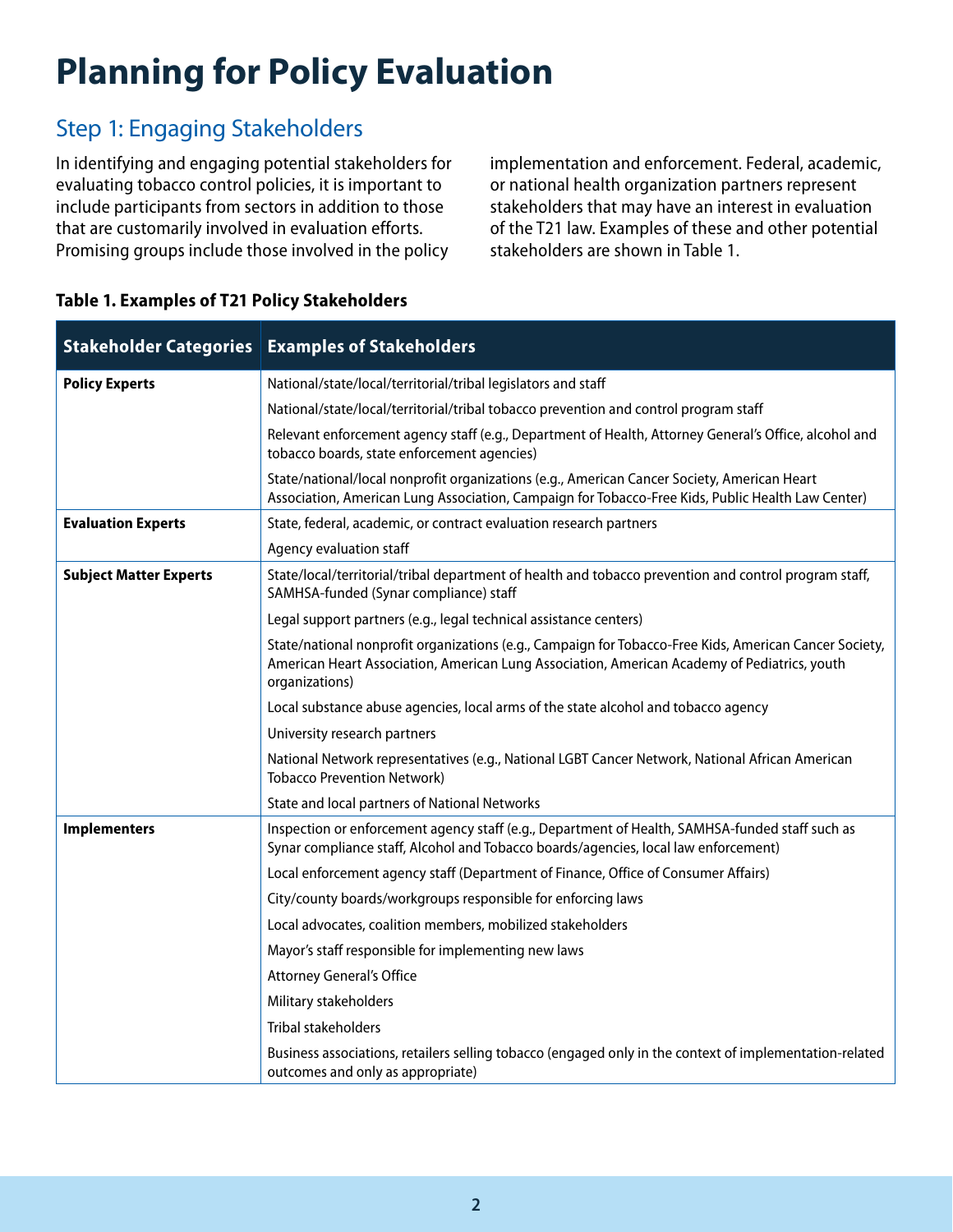# Planning for Policy Evaluation

## Step 1: Engaging Stakeholders

In identifying and engaging potential stakeholders for evaluating tobacco control policies, it is important to include participants from sectors in addition to those that are customarily involved in evaluation efforts. Promising groups include those involved in the policy implementation and enforcement. Federal, academic, or national health organization partners represent stakeholders that may have an interest in evaluation of the T21 law. Examples of these and other potential stakeholders are shown in Table 1.

**Table 1. Examples of T21 Policy Stakeholders**

| Stakeholder Categories | Examples of Stakeholders |
|---|---|
| **Policy Experts** | National/state/local/territorial/tribal legislators and staff |
| | National/state/local/territorial/tribal tobacco prevention and control program staff |
| | Relevant enforcement agency staff (e.g., Department of Health, Attorney General's Office, alcohol and tobacco boards, state enforcement agencies) |
| | State/national/local nonprofit organizations (e.g., American Cancer Society, American Heart Association, American Lung Association, Campaign for Tobacco-Free Kids, Public Health Law Center) |
| **Evaluation Experts** | State, federal, academic, or contract evaluation research partners |
| | Agency evaluation staff |
| **Subject Matter Experts** | State/local/territorial/tribal department of health and tobacco prevention and control program staff, SAMHSA-funded (Synar compliance) staff |
| | Legal support partners (e.g., legal technical assistance centers) |
| | State/national nonprofit organizations (e.g., Campaign for Tobacco-Free Kids, American Cancer Society, American Heart Association, American Lung Association, American Academy of Pediatrics, youth organizations) |
| | Local substance abuse agencies, local arms of the state alcohol and tobacco agency |
| | University research partners |
| | National Network representatives (e.g., National LGBT Cancer Network, National African American Tobacco Prevention Network) |
| | State and local partners of National Networks |
| **Implementers** | Inspection or enforcement agency staff (e.g., Department of Health, SAMHSA-funded staff such as Synar compliance staff, Alcohol and Tobacco boards/agencies, local law enforcement) |
| | Local enforcement agency staff (Department of Finance, Office of Consumer Affairs) |
| | City/county boards/workgroups responsible for enforcing laws |
| | Local advocates, coalition members, mobilized stakeholders |
| | Mayor's staff responsible for implementing new laws |
| | Attorney General's Office |
| | Military stakeholders |
| | Tribal stakeholders |
| | Business associations, retailers selling tobacco (engaged only in the context of implementation-related outcomes and only as appropriate) |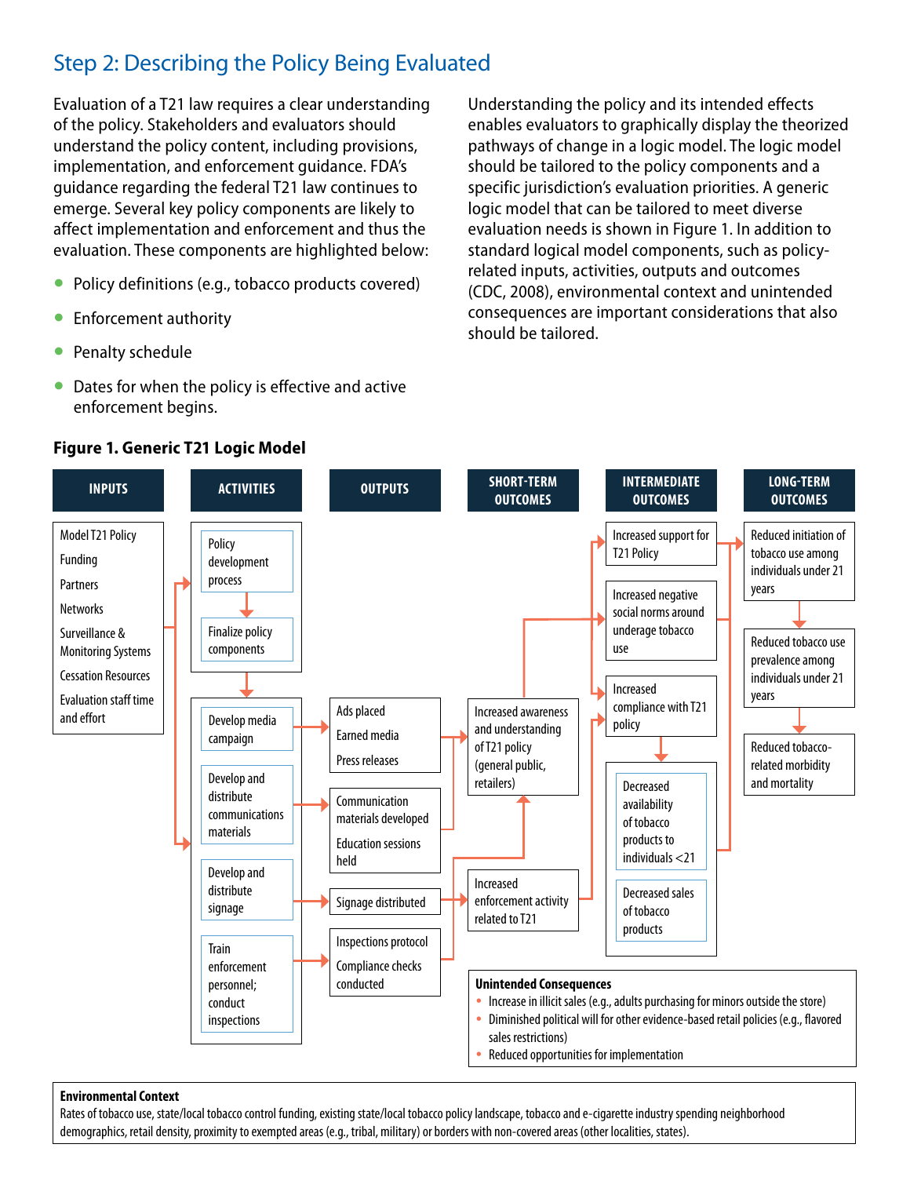## Step 2: Describing the Policy Being Evaluated

Evaluation of a T21 law requires a clear understanding of the policy. Stakeholders and evaluators should understand the policy content, including provisions, implementation, and enforcement guidance. FDA's guidance regarding the federal T21 law continues to emerge. Several key policy components are likely to affect implementation and enforcement and thus the evaluation. These components are highlighted below:

- Policy definitions (e.g., tobacco products covered)
- Enforcement authority
- Penalty schedule
- Dates for when the policy is effective and active enforcement begins.

Understanding the policy and its intended effects enables evaluators to graphically display the theorized pathways of change in a logic model. The logic model should be tailored to the policy components and a specific jurisdiction's evaluation priorities. A generic logic model that can be tailored to meet diverse evaluation needs is shown in Figure 1. In addition to standard logical model components, such as policy-related inputs, activities, outputs and outcomes (CDC, 2008), environmental context and unintended consequences are important considerations that also should be tailored.

**Figure 1. Generic T21 Logic Model**

| INPUTS | ACTIVITIES | OUTPUTS | SHORT-TERM OUTCOMES | INTERMEDIATE OUTCOMES | LONG-TERM OUTCOMES |
|---|---|---|---|---|---|
| Model T21 Policy<br>Funding<br>Partners<br>Networks<br>Surveillance & Monitoring Systems<br>Cessation Resources<br>Evaluation staff time and effort | Policy development process → Finalize policy components | | | Increased support for T21 Policy | Reduced initiation of tobacco use among individuals under 21 years |
| | Develop media campaign | Ads placed<br>Earned media<br>Press releases | Increased awareness and understanding of T21 policy (general public, retailers) | Increased negative social norms around underage tobacco use | Reduced tobacco use prevalence among individuals under 21 years |
| | Develop and distribute communications materials | Communication materials developed<br>Education sessions held | | Increased compliance with T21 policy | Reduced tobacco-related morbidity and mortality |
| | Develop and distribute signage | Signage distributed | Increased enforcement activity related to T21 | Decreased availability of tobacco products to individuals <21 | |
| | Train enforcement personnel; conduct inspections | Inspections protocol<br>Compliance checks conducted | | Decreased sales of tobacco products | |

**Unintended Consequences**

- Increase in illicit sales (e.g., adults purchasing for minors outside the store)
- Diminished political will for other evidence-based retail policies (e.g., flavored sales restrictions)
- Reduced opportunities for implementation

**Environmental Context**

Rates of tobacco use, state/local tobacco control funding, existing state/local tobacco policy landscape, tobacco and e-cigarette industry spending neighborhood demographics, retail density, proximity to exempted areas (e.g., tribal, military) or borders with non-covered areas (other localities, states).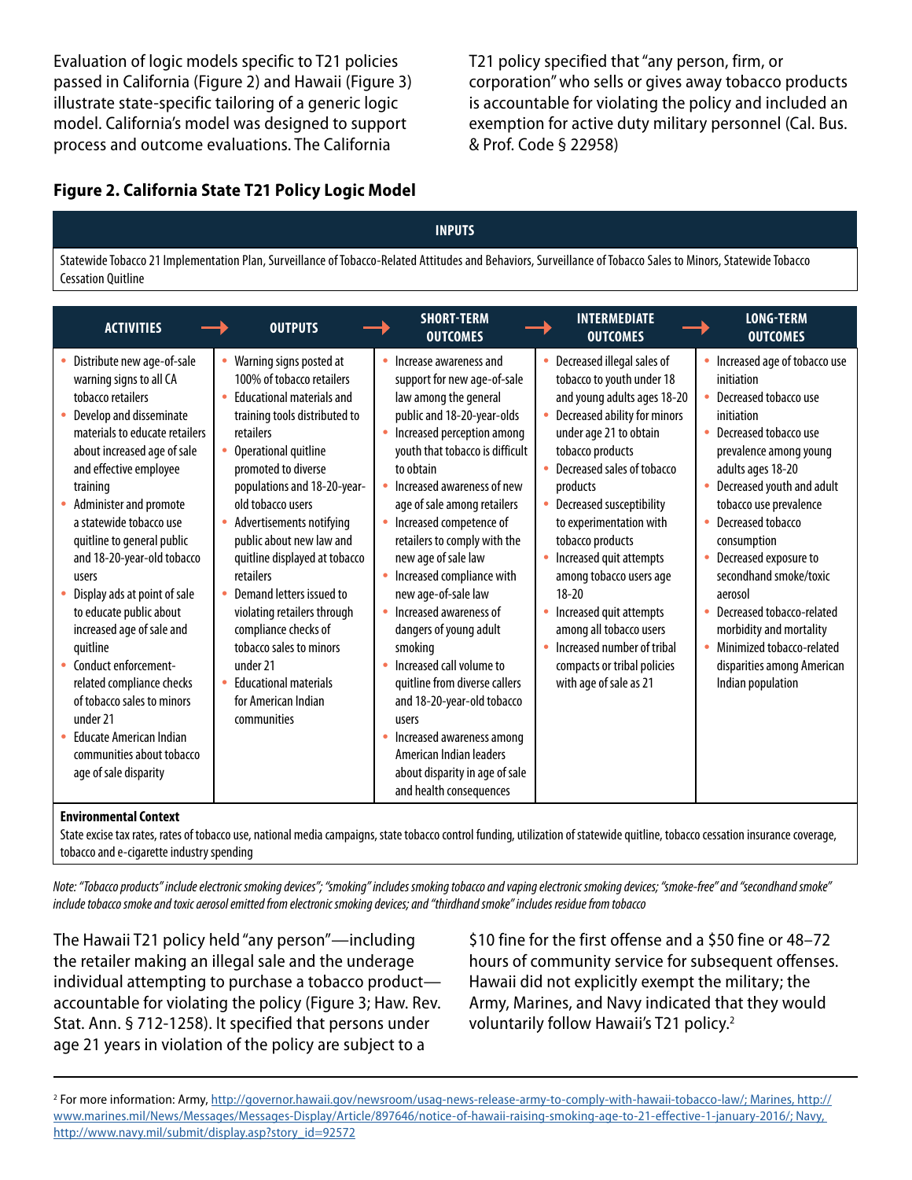Evaluation of logic models specific to T21 policies passed in California (Figure 2) and Hawaii (Figure 3) illustrate state-specific tailoring of a generic logic model. California's model was designed to support process and outcome evaluations. The California T21 policy specified that "any person, firm, or corporation" who sells or gives away tobacco products is accountable for violating the policy and included an exemption for active duty military personnel (Cal. Bus. & Prof. Code § 22958)

**Figure 2. California State T21 Policy Logic Model**

**INPUTS**

Statewide Tobacco 21 Implementation Plan, Surveillance of Tobacco-Related Attitudes and Behaviors, Surveillance of Tobacco Sales to Minors, Statewide Tobacco Cessation Quitline

| ACTIVITIES | OUTPUTS | SHORT-TERM OUTCOMES | INTERMEDIATE OUTCOMES | LONG-TERM OUTCOMES |
|---|---|---|---|---|
| • Distribute new age-of-sale warning signs to all CA tobacco retailers<br>• Develop and disseminate materials to educate retailers about increased age of sale and effective employee training<br>• Administer and promote a statewide tobacco use quitline to general public and 18-20-year-old tobacco users<br>• Display ads at point of sale to educate public about increased age of sale and quitline<br>• Conduct enforcement-related compliance checks of tobacco sales to minors under 21<br>• Educate American Indian communities about tobacco age of sale disparity | • Warning signs posted at 100% of tobacco retailers<br>• Educational materials and training tools distributed to retailers<br>• Operational quitline promoted to diverse populations and 18-20-year-old tobacco users<br>• Advertisements notifying public about new law and quitline displayed at tobacco retailers<br>• Demand letters issued to violating retailers through compliance checks of tobacco sales to minors under 21<br>• Educational materials for American Indian communities | • Increase awareness and support for new age-of-sale law among the general public and 18-20-year-olds<br>• Increased perception among youth that tobacco is difficult to obtain<br>• Increased awareness of new age of sale among retailers<br>• Increased competence of retailers to comply with the new age of sale law<br>• Increased compliance with new age-of-sale law<br>• Increased awareness of dangers of young adult smoking<br>• Increased call volume to quitline from diverse callers and 18-20-year-old tobacco users<br>• Increased awareness among American Indian leaders about disparity in age of sale and health consequences | • Decreased illegal sales of tobacco to youth under 18 and young adults ages 18-20<br>• Decreased ability for minors under age 21 to obtain tobacco products<br>• Decreased sales of tobacco products<br>• Decreased susceptibility to experimentation with tobacco products<br>• Increased quit attempts among tobacco users age 18-20<br>• Increased quit attempts among all tobacco users<br>• Increased number of tribal compacts or tribal policies with age of sale as 21 | • Increased age of tobacco use initiation<br>• Decreased tobacco use initiation<br>• Decreased tobacco use prevalence among young adults ages 18-20<br>• Decreased youth and adult tobacco use prevalence<br>• Decreased tobacco consumption<br>• Decreased exposure to secondhand smoke/toxic aerosol<br>• Decreased tobacco-related morbidity and mortality<br>• Minimized tobacco-related disparities among American Indian population |

**Environmental Context**

State excise tax rates, rates of tobacco use, national media campaigns, state tobacco control funding, utilization of statewide quitline, tobacco cessation insurance coverage, tobacco and e-cigarette industry spending

*Note: "Tobacco products" include electronic smoking devices"; "smoking" includes smoking tobacco and vaping electronic smoking devices; "smoke-free" and "secondhand smoke" include tobacco smoke and toxic aerosol emitted from electronic smoking devices; and "thirdhand smoke" includes residue from tobacco*

The Hawaii T21 policy held "any person"—including the retailer making an illegal sale and the underage individual attempting to purchase a tobacco product—accountable for violating the policy (Figure 3; Haw. Rev. Stat. Ann. § 712-1258). It specified that persons under age 21 years in violation of the policy are subject to a $10 fine for the first offense and a $50 fine or 48–72 hours of community service for subsequent offenses. Hawaii did not explicitly exempt the military; the Army, Marines, and Navy indicated that they would voluntarily follow Hawaii's T21 policy.[2]

[2] For more information: Army, http://governor.hawaii.gov/newsroom/usag-news-release-army-to-comply-with-hawaii-tobacco-law/; Marines, http://www.marines.mil/News/Messages/Messages-Display/Article/897646/notice-of-hawaii-raising-smoking-age-to-21-effective-1-january-2016/; Navy, http://www.navy.mil/submit/display.asp?story_id=92572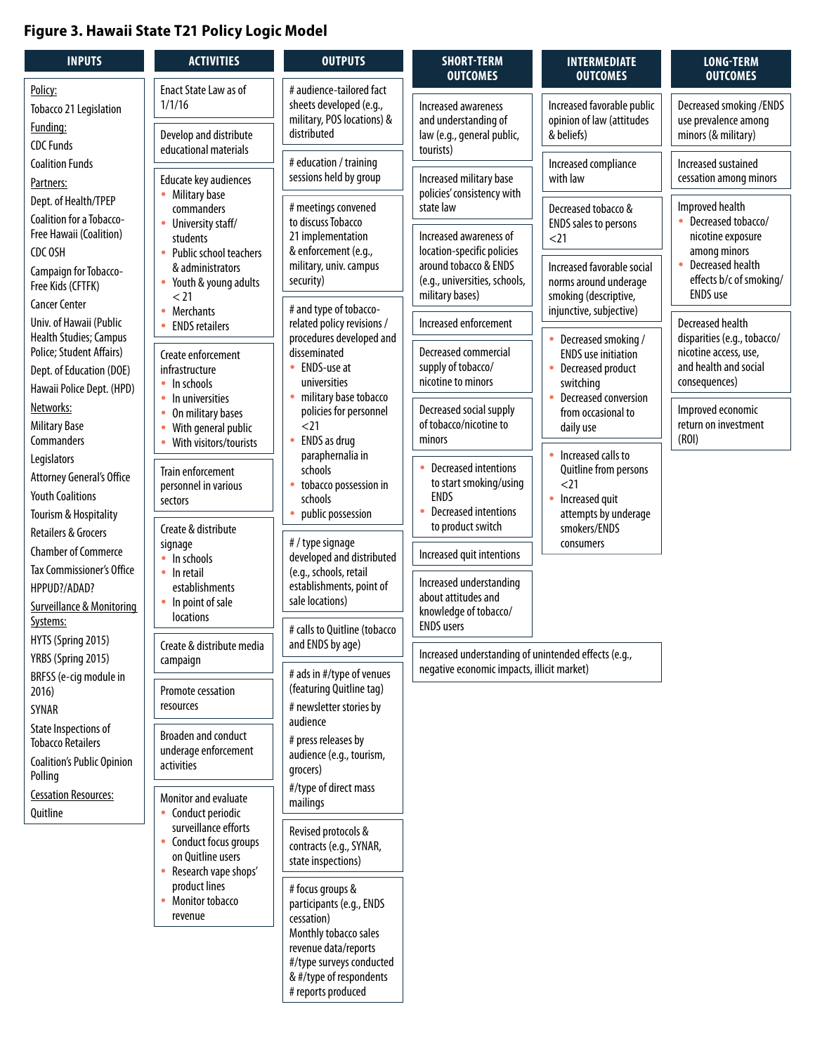# Figure 3. Hawaii State T21 Policy Logic Model

## INPUTS

Policy:
Tobacco 21 Legislation

Funding:
CDC Funds
Coalition Funds

Partners:
Dept. of Health/TPEP
Coalition for a Tobacco-Free Hawaii (Coalition)
CDC OSH
Campaign for Tobacco-Free Kids (CFTFK)
Cancer Center
Univ. of Hawaii (Public Health Studies; Campus Police; Student Affairs)
Dept. of Education (DOE)
Hawaii Police Dept. (HPD)

Networks:
Military Base Commanders
Legislators
Attorney General's Office
Youth Coalitions
Tourism & Hospitality
Retailers & Grocers
Chamber of Commerce
Tax Commissioner's Office
HPPUD?/ADAD?

Surveillance & Monitoring Systems:
HYTS (Spring 2015)
YRBS (Spring 2015)
BRFSS (e-cig module in 2016)
SYNAR
State Inspections of Tobacco Retailers
Coalition's Public Opinion Polling

Cessation Resources:
Quitline

## ACTIVITIES

- Enact State Law as of 1/1/16
- Develop and distribute educational materials
- Educate key audiences
  - Military base commanders
  - University staff/students
  - Public school teachers & administrators
  - Youth & young adults < 21
  - Merchants
  - ENDS retailers
- Create enforcement infrastructure
  - In schools
  - In universities
  - On military bases
  - With general public
  - With visitors/tourists
- Train enforcement personnel in various sectors
- Create & distribute signage
  - In schools
  - In retail establishments
  - In point of sale locations
- Create & distribute media campaign
- Promote cessation resources
- Broaden and conduct underage enforcement activities
- Monitor and evaluate
  - Conduct periodic surveillance efforts
  - Conduct focus groups on Quitline users
  - Research vape shops' product lines
  - Monitor tobacco revenue

## OUTPUTS

- # audience-tailored fact sheets developed (e.g., military, POS locations) & distributed
- # education / training sessions held by group
- # meetings convened to discuss Tobacco 21 implementation & enforcement (e.g., military, univ. campus security)
- # and type of tobacco-related policy revisions / procedures developed and disseminated
  - ENDS-use at universities
  - military base tobacco policies for personnel <21
  - ENDS as drug paraphernalia in schools
  - tobacco possession in schools
  - public possession
- # / type signage developed and distributed (e.g., schools, retail establishments, point of sale locations)
- # calls to Quitline (tobacco and ENDS by age)
- # ads in #/type of venues (featuring Quitline tag)
  # newsletter stories by audience
  # press releases by audience (e.g., tourism, grocers)
  #/type of direct mass mailings
- Revised protocols & contracts (e.g., SYNAR, state inspections)
- # focus groups & participants (e.g., ENDS cessation)
  Monthly tobacco sales revenue data/reports
  #/type surveys conducted & #/type of respondents
  # reports produced

## SHORT-TERM OUTCOMES

- Increased awareness and understanding of law (e.g., general public, tourists)
- Increased military base policies' consistency with state law
- Increased awareness of location-specific policies around tobacco & ENDS (e.g., universities, schools, military bases)
- Increased enforcement
- Decreased commercial supply of tobacco/nicotine to minors
- Decreased social supply of tobacco/nicotine to minors
- Decreased intentions to start smoking/using ENDS; Decreased intentions to product switch
- Increased quit intentions
- Increased understanding about attitudes and knowledge of tobacco/ENDS users
- Increased understanding of unintended effects (e.g., negative economic impacts, illicit market)

## INTERMEDIATE OUTCOMES

- Increased favorable public opinion of law (attitudes & beliefs)
- Increased compliance with law
- Decreased tobacco & ENDS sales to persons <21
- Increased favorable social norms around underage smoking (descriptive, injunctive, subjective)
- Decreased smoking / ENDS use initiation; Decreased product switching; Decreased conversion from occasional to daily use
- Increased calls to Quitline from persons <21; Increased quit attempts by underage smokers/ENDS consumers

## LONG-TERM OUTCOMES

- Decreased smoking /ENDS use prevalence among minors (& military)
- Increased sustained cessation among minors
- Improved health
  - Decreased tobacco/nicotine exposure among minors
  - Decreased health effects b/c of smoking/ENDS use
- Decreased health disparities (e.g., tobacco/nicotine access, use, and health and social consequences)
- Improved economic return on investment (ROI)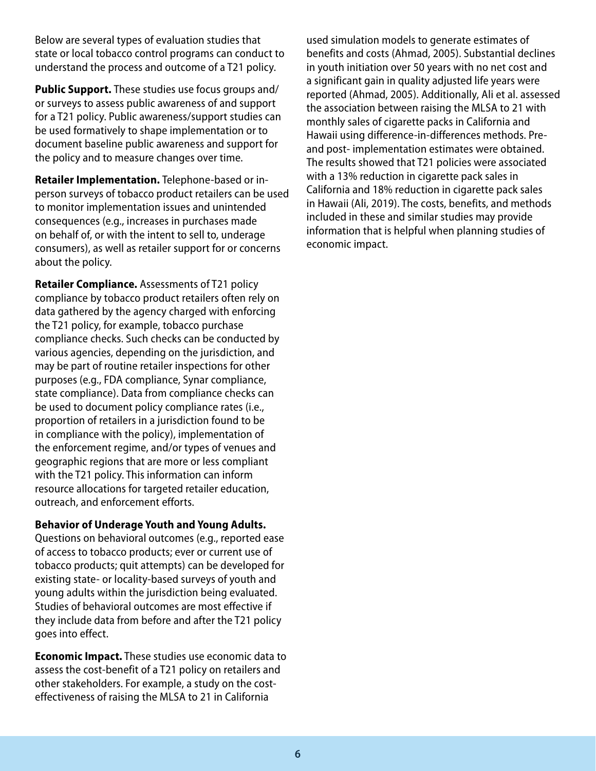Below are several types of evaluation studies that state or local tobacco control programs can conduct to understand the process and outcome of a T21 policy.

**Public Support.** These studies use focus groups and/or surveys to assess public awareness of and support for a T21 policy. Public awareness/support studies can be used formatively to shape implementation or to document baseline public awareness and support for the policy and to measure changes over time.

**Retailer Implementation.** Telephone-based or in-person surveys of tobacco product retailers can be used to monitor implementation issues and unintended consequences (e.g., increases in purchases made on behalf of, or with the intent to sell to, underage consumers), as well as retailer support for or concerns about the policy.

**Retailer Compliance.** Assessments of T21 policy compliance by tobacco product retailers often rely on data gathered by the agency charged with enforcing the T21 policy, for example, tobacco purchase compliance checks. Such checks can be conducted by various agencies, depending on the jurisdiction, and may be part of routine retailer inspections for other purposes (e.g., FDA compliance, Synar compliance, state compliance). Data from compliance checks can be used to document policy compliance rates (i.e., proportion of retailers in a jurisdiction found to be in compliance with the policy), implementation of the enforcement regime, and/or types of venues and geographic regions that are more or less compliant with the T21 policy. This information can inform resource allocations for targeted retailer education, outreach, and enforcement efforts.

**Behavior of Underage Youth and Young Adults.** Questions on behavioral outcomes (e.g., reported ease of access to tobacco products; ever or current use of tobacco products; quit attempts) can be developed for existing state- or locality-based surveys of youth and young adults within the jurisdiction being evaluated. Studies of behavioral outcomes are most effective if they include data from before and after the T21 policy goes into effect.

**Economic Impact.** These studies use economic data to assess the cost-benefit of a T21 policy on retailers and other stakeholders. For example, a study on the cost-effectiveness of raising the MLSA to 21 in California used simulation models to generate estimates of benefits and costs (Ahmad, 2005). Substantial declines in youth initiation over 50 years with no net cost and a significant gain in quality adjusted life years were reported (Ahmad, 2005). Additionally, Ali et al. assessed the association between raising the MLSA to 21 with monthly sales of cigarette packs in California and Hawaii using difference-in-differences methods. Pre- and post- implementation estimates were obtained. The results showed that T21 policies were associated with a 13% reduction in cigarette pack sales in California and 18% reduction in cigarette pack sales in Hawaii (Ali, 2019). The costs, benefits, and methods included in these and similar studies may provide information that is helpful when planning studies of economic impact.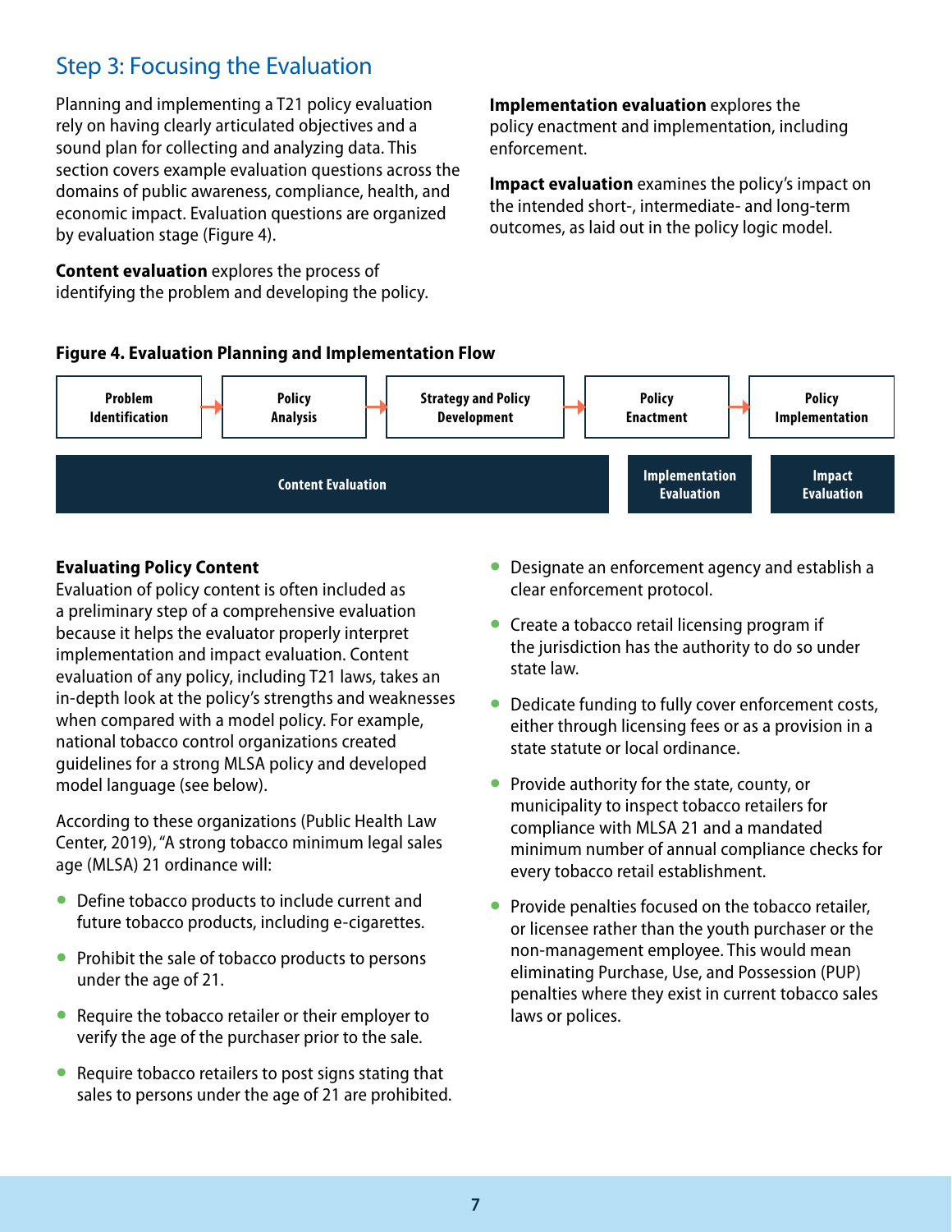## Step 3: Focusing the Evaluation

Planning and implementing a T21 policy evaluation rely on having clearly articulated objectives and a sound plan for collecting and analyzing data. This section covers example evaluation questions across the domains of public awareness, compliance, health, and economic impact. Evaluation questions are organized by evaluation stage (Figure 4).

**Content evaluation** explores the process of identifying the problem and developing the policy.

**Implementation evaluation** explores the policy enactment and implementation, including enforcement.

**Impact evaluation** examines the policy's impact on the intended short-, intermediate- and long-term outcomes, as laid out in the policy logic model.

**Figure 4. Evaluation Planning and Implementation Flow**

| Problem Identification → | Policy Analysis → | Strategy and Policy Development → | Policy Enactment → | Policy Implementation |
|---|---|---|---|---|
| Content Evaluation | | | Implementation Evaluation | Impact Evaluation |

### Evaluating Policy Content

Evaluation of policy content is often included as a preliminary step of a comprehensive evaluation because it helps the evaluator properly interpret implementation and impact evaluation. Content evaluation of any policy, including T21 laws, takes an in-depth look at the policy's strengths and weaknesses when compared with a model policy. For example, national tobacco control organizations created guidelines for a strong MLSA policy and developed model language (see below).

According to these organizations (Public Health Law Center, 2019), "A strong tobacco minimum legal sales age (MLSA) 21 ordinance will:

- Define tobacco products to include current and future tobacco products, including e-cigarettes.
- Prohibit the sale of tobacco products to persons under the age of 21.
- Require the tobacco retailer or their employer to verify the age of the purchaser prior to the sale.
- Require tobacco retailers to post signs stating that sales to persons under the age of 21 are prohibited.
- Designate an enforcement agency and establish a clear enforcement protocol.
- Create a tobacco retail licensing program if the jurisdiction has the authority to do so under state law.
- Dedicate funding to fully cover enforcement costs, either through licensing fees or as a provision in a state statute or local ordinance.
- Provide authority for the state, county, or municipality to inspect tobacco retailers for compliance with MLSA 21 and a mandated minimum number of annual compliance checks for every tobacco retail establishment.
- Provide penalties focused on the tobacco retailer, or licensee rather than the youth purchaser or the non-management employee. This would mean eliminating Purchase, Use, and Possession (PUP) penalties where they exist in current tobacco sales laws or polices.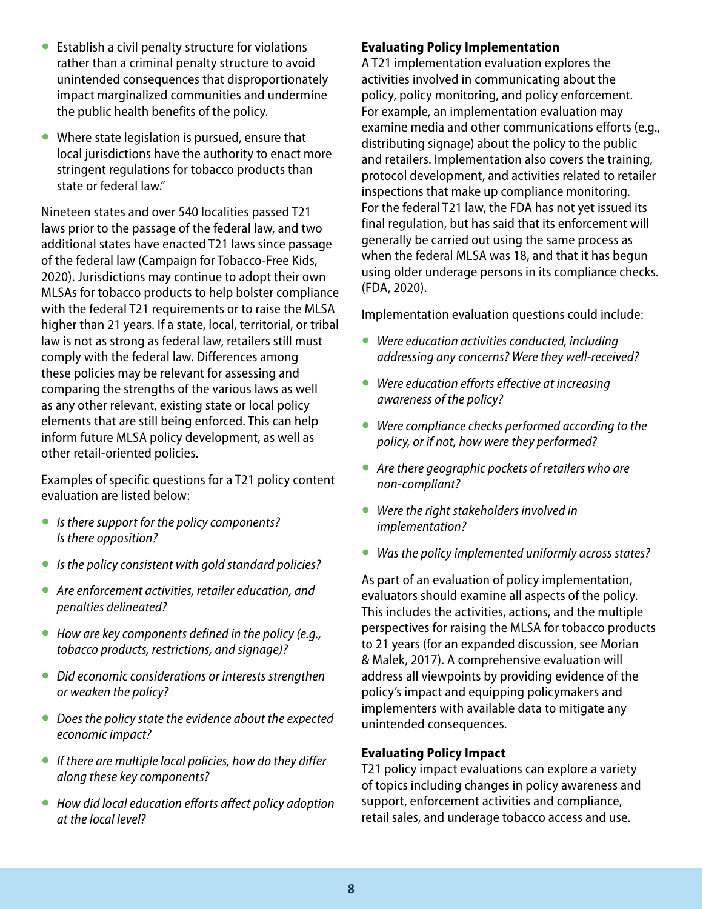- Establish a civil penalty structure for violations rather than a criminal penalty structure to avoid unintended consequences that disproportionately impact marginalized communities and undermine the public health benefits of the policy.
- Where state legislation is pursued, ensure that local jurisdictions have the authority to enact more stringent regulations for tobacco products than state or federal law."

Nineteen states and over 540 localities passed T21 laws prior to the passage of the federal law, and two additional states have enacted T21 laws since passage of the federal law (Campaign for Tobacco-Free Kids, 2020). Jurisdictions may continue to adopt their own MLSAs for tobacco products to help bolster compliance with the federal T21 requirements or to raise the MLSA higher than 21 years. If a state, local, territorial, or tribal law is not as strong as federal law, retailers still must comply with the federal law. Differences among these policies may be relevant for assessing and comparing the strengths of the various laws as well as any other relevant, existing state or local policy elements that are still being enforced. This can help inform future MLSA policy development, as well as other retail-oriented policies.

Examples of specific questions for a T21 policy content evaluation are listed below:

- *Is there support for the policy components? Is there opposition?*
- *Is the policy consistent with gold standard policies?*
- *Are enforcement activities, retailer education, and penalties delineated?*
- *How are key components defined in the policy (e.g., tobacco products, restrictions, and signage)?*
- *Did economic considerations or interests strengthen or weaken the policy?*
- *Does the policy state the evidence about the expected economic impact?*
- *If there are multiple local policies, how do they differ along these key components?*
- *How did local education efforts affect policy adoption at the local level?*

**Evaluating Policy Implementation**

A T21 implementation evaluation explores the activities involved in communicating about the policy, policy monitoring, and policy enforcement. For example, an implementation evaluation may examine media and other communications efforts (e.g., distributing signage) about the policy to the public and retailers. Implementation also covers the training, protocol development, and activities related to retailer inspections that make up compliance monitoring. For the federal T21 law, the FDA has not yet issued its final regulation, but has said that its enforcement will generally be carried out using the same process as when the federal MLSA was 18, and that it has begun using older underage persons in its compliance checks. (FDA, 2020).

Implementation evaluation questions could include:

- *Were education activities conducted, including addressing any concerns? Were they well-received?*
- *Were education efforts effective at increasing awareness of the policy?*
- *Were compliance checks performed according to the policy, or if not, how were they performed?*
- *Are there geographic pockets of retailers who are non-compliant?*
- *Were the right stakeholders involved in implementation?*
- *Was the policy implemented uniformly across states?*

As part of an evaluation of policy implementation, evaluators should examine all aspects of the policy. This includes the activities, actions, and the multiple perspectives for raising the MLSA for tobacco products to 21 years (for an expanded discussion, see Morian & Malek, 2017). A comprehensive evaluation will address all viewpoints by providing evidence of the policy's impact and equipping policymakers and implementers with available data to mitigate any unintended consequences.

**Evaluating Policy Impact**

T21 policy impact evaluations can explore a variety of topics including changes in policy awareness and support, enforcement activities and compliance, retail sales, and underage tobacco access and use.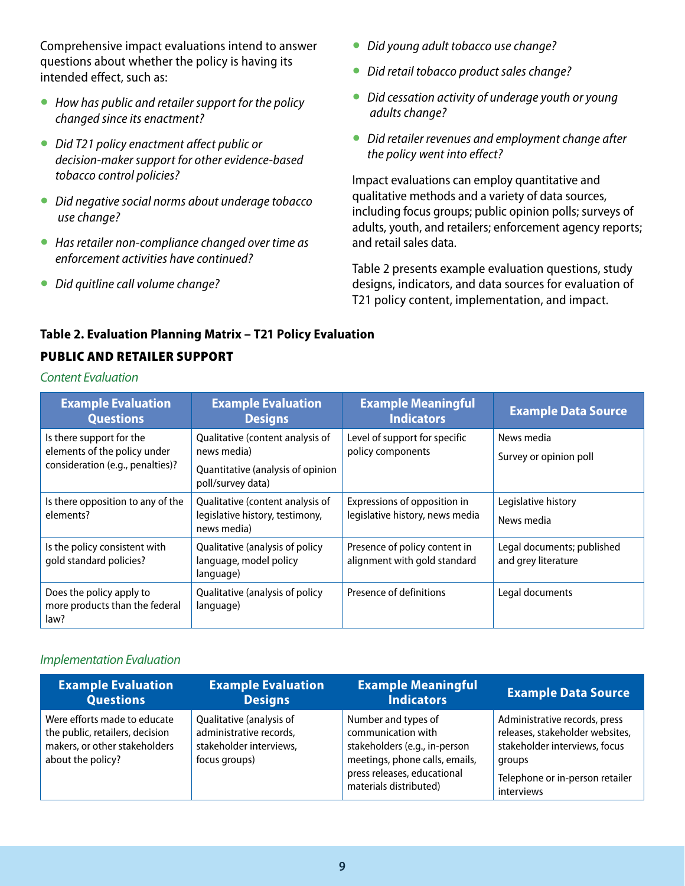Comprehensive impact evaluations intend to answer questions about whether the policy is having its intended effect, such as:

- *How has public and retailer support for the policy changed since its enactment?*
- *Did T21 policy enactment affect public or decision-maker support for other evidence-based tobacco control policies?*
- *Did negative social norms about underage tobacco use change?*
- *Has retailer non-compliance changed over time as enforcement activities have continued?*
- *Did quitline call volume change?*
- *Did young adult tobacco use change?*
- *Did retail tobacco product sales change?*
- *Did cessation activity of underage youth or young adults change?*
- *Did retailer revenues and employment change after the policy went into effect?*

Impact evaluations can employ quantitative and qualitative methods and a variety of data sources, including focus groups; public opinion polls; surveys of adults, youth, and retailers; enforcement agency reports; and retail sales data.

Table 2 presents example evaluation questions, study designs, indicators, and data sources for evaluation of T21 policy content, implementation, and impact.

**Table 2. Evaluation Planning Matrix – T21 Policy Evaluation**

## PUBLIC AND RETAILER SUPPORT

*Content Evaluation*

| Example Evaluation Questions | Example Evaluation Designs | Example Meaningful Indicators | Example Data Source |
|---|---|---|---|
| Is there support for the elements of the policy under consideration (e.g., penalties)? | Qualitative (content analysis of news media)<br>Quantitative (analysis of opinion poll/survey data) | Level of support for specific policy components | News media<br>Survey or opinion poll |
| Is there opposition to any of the elements? | Qualitative (content analysis of legislative history, testimony, news media) | Expressions of opposition in legislative history, news media | Legislative history<br>News media |
| Is the policy consistent with gold standard policies? | Qualitative (analysis of policy language, model policy language) | Presence of policy content in alignment with gold standard | Legal documents; published and grey literature |
| Does the policy apply to more products than the federal law? | Qualitative (analysis of policy language) | Presence of definitions | Legal documents |

*Implementation Evaluation*

| Example Evaluation Questions | Example Evaluation Designs | Example Meaningful Indicators | Example Data Source |
|---|---|---|---|
| Were efforts made to educate the public, retailers, decision makers, or other stakeholders about the policy? | Qualitative (analysis of administrative records, stakeholder interviews, focus groups) | Number and types of communication with stakeholders (e.g., in-person meetings, phone calls, emails, press releases, educational materials distributed) | Administrative records, press releases, stakeholder websites, stakeholder interviews, focus groups<br>Telephone or in-person retailer interviews |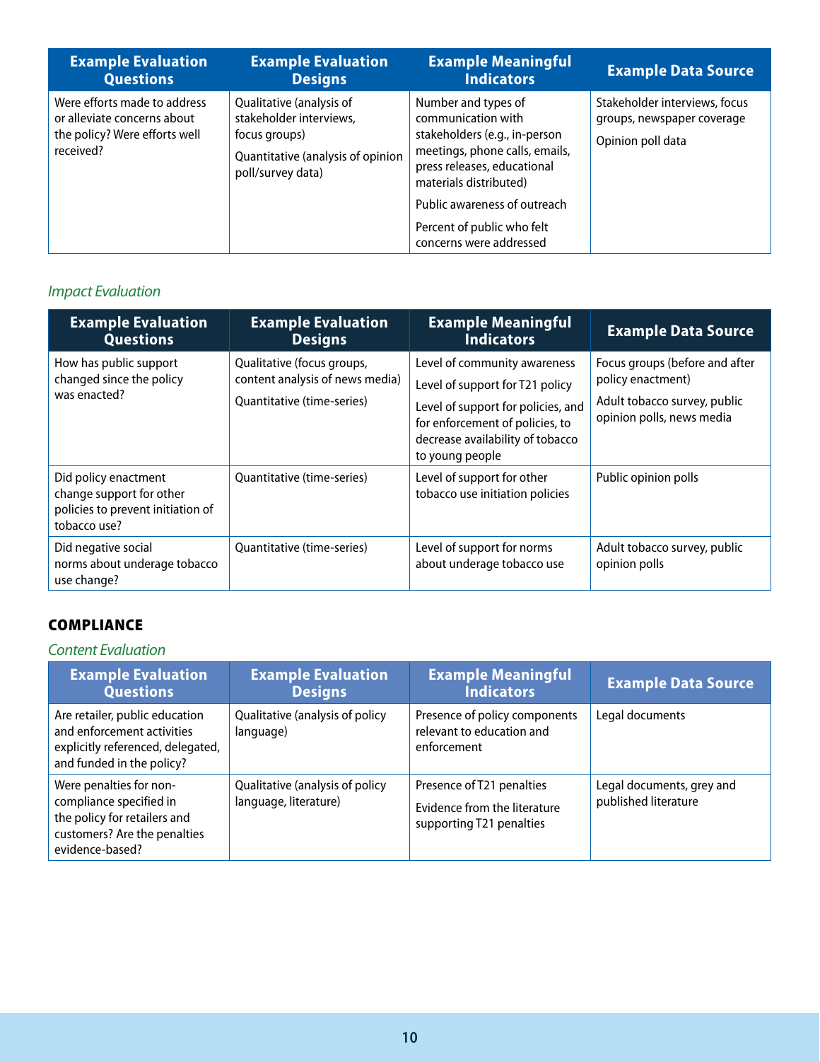| Example Evaluation Questions | Example Evaluation Designs | Example Meaningful Indicators | Example Data Source |
|---|---|---|---|
| Were efforts made to address or alleviate concerns about the policy? Were efforts well received? | Qualitative (analysis of stakeholder interviews, focus groups)<br><br>Quantitative (analysis of opinion poll/survey data) | Number and types of communication with stakeholders (e.g., in-person meetings, phone calls, emails, press releases, educational materials distributed)<br><br>Public awareness of outreach<br><br>Percent of public who felt concerns were addressed | Stakeholder interviews, focus groups, newspaper coverage<br><br>Opinion poll data |

*Impact Evaluation*

| Example Evaluation Questions | Example Evaluation Designs | Example Meaningful Indicators | Example Data Source |
|---|---|---|---|
| How has public support changed since the policy was enacted? | Qualitative (focus groups, content analysis of news media)<br><br>Quantitative (time-series) | Level of community awareness<br><br>Level of support for T21 policy<br><br>Level of support for policies, and for enforcement of policies, to decrease availability of tobacco to young people | Focus groups (before and after policy enactment)<br><br>Adult tobacco survey, public opinion polls, news media |
| Did policy enactment change support for other policies to prevent initiation of tobacco use? | Quantitative (time-series) | Level of support for other tobacco use initiation policies | Public opinion polls |
| Did negative social norms about underage tobacco use change? | Quantitative (time-series) | Level of support for norms about underage tobacco use | Adult tobacco survey, public opinion polls |

## COMPLIANCE

*Content Evaluation*

| Example Evaluation Questions | Example Evaluation Designs | Example Meaningful Indicators | Example Data Source |
|---|---|---|---|
| Are retailer, public education and enforcement activities explicitly referenced, delegated, and funded in the policy? | Qualitative (analysis of policy language) | Presence of policy components relevant to education and enforcement | Legal documents |
| Were penalties for non-compliance specified in the policy for retailers and customers? Are the penalties evidence-based? | Qualitative (analysis of policy language, literature) | Presence of T21 penalties<br><br>Evidence from the literature supporting T21 penalties | Legal documents, grey and published literature |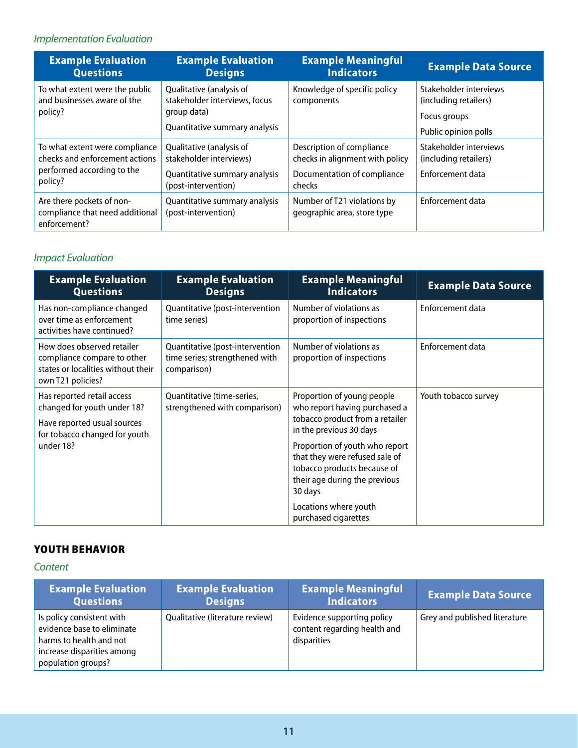*Implementation Evaluation*

| Example Evaluation Questions | Example Evaluation Designs | Example Meaningful Indicators | Example Data Source |
|---|---|---|---|
| To what extent were the public and businesses aware of the policy? | Qualitative (analysis of stakeholder interviews, focus group data)<br>Quantitative summary analysis | Knowledge of specific policy components | Stakeholder interviews (including retailers)<br>Focus groups<br>Public opinion polls |
| To what extent were compliance checks and enforcement actions performed according to the policy? | Qualitative (analysis of stakeholder interviews)<br>Quantitative summary analysis (post-intervention) | Description of compliance checks in alignment with policy<br>Documentation of compliance checks | Stakeholder interviews (including retailers)<br>Enforcement data |
| Are there pockets of non-compliance that need additional enforcement? | Quantitative summary analysis (post-intervention) | Number of T21 violations by geographic area, store type | Enforcement data |

*Impact Evaluation*

| Example Evaluation Questions | Example Evaluation Designs | Example Meaningful Indicators | Example Data Source |
|---|---|---|---|
| Has non-compliance changed over time as enforcement activities have continued? | Quantitative (post-intervention time series) | Number of violations as proportion of inspections | Enforcement data |
| How does observed retailer compliance compare to other states or localities without their own T21 policies? | Quantitative (post-intervention time series; strengthened with comparison) | Number of violations as proportion of inspections | Enforcement data |
| Has reported retail access changed for youth under 18?<br>Have reported usual sources for tobacco changed for youth under 18? | Quantitative (time-series, strengthened with comparison) | Proportion of young people who report having purchased a tobacco product from a retailer in the previous 30 days<br>Proportion of youth who report that they were refused sale of tobacco products because of their age during the previous 30 days<br>Locations where youth purchased cigarettes | Youth tobacco survey |

## YOUTH BEHAVIOR

*Content*

| Example Evaluation Questions | Example Evaluation Designs | Example Meaningful Indicators | Example Data Source |
|---|---|---|---|
| Is policy consistent with evidence base to eliminate harms to health and not increase disparities among population groups? | Qualitative (literature review) | Evidence supporting policy content regarding health and disparities | Grey and published literature |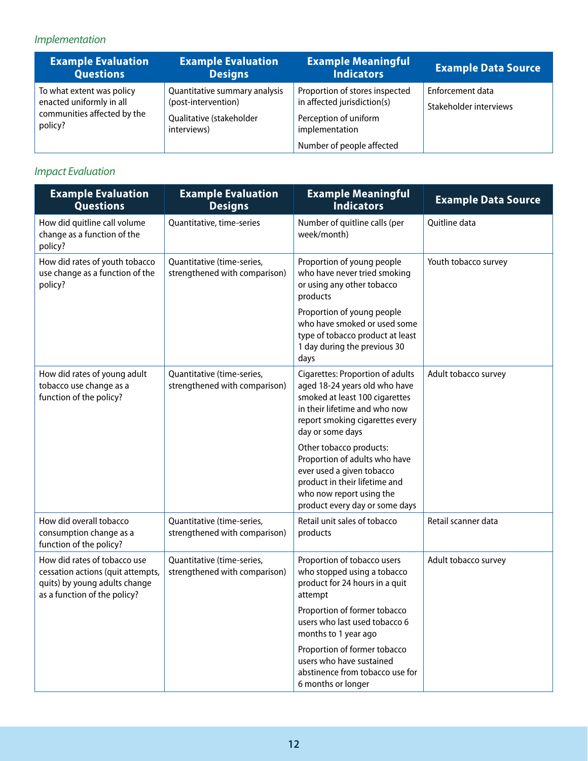*Implementation*

| Example Evaluation Questions | Example Evaluation Designs | Example Meaningful Indicators | Example Data Source |
|---|---|---|---|
| To what extent was policy enacted uniformly in all communities affected by the policy? | Quantitative summary analysis (post-intervention)<br>Qualitative (stakeholder interviews) | Proportion of stores inspected in affected jurisdiction(s)<br>Perception of uniform implementation<br>Number of people affected | Enforcement data<br>Stakeholder interviews |

*Impact Evaluation*

| Example Evaluation Questions | Example Evaluation Designs | Example Meaningful Indicators | Example Data Source |
|---|---|---|---|
| How did quitline call volume change as a function of the policy? | Quantitative, time-series | Number of quitline calls (per week/month) | Quitline data |
| How did rates of youth tobacco use change as a function of the policy? | Quantitative (time-series, strengthened with comparison) | Proportion of young people who have never tried smoking or using any other tobacco products<br>Proportion of young people who have smoked or used some type of tobacco product at least 1 day during the previous 30 days | Youth tobacco survey |
| How did rates of young adult tobacco use change as a function of the policy? | Quantitative (time-series, strengthened with comparison) | Cigarettes: Proportion of adults aged 18-24 years old who have smoked at least 100 cigarettes in their lifetime and who now report smoking cigarettes every day or some days<br>Other tobacco products: Proportion of adults who have ever used a given tobacco product in their lifetime and who now report using the product every day or some days | Adult tobacco survey |
| How did overall tobacco consumption change as a function of the policy? | Quantitative (time-series, strengthened with comparison) | Retail unit sales of tobacco products | Retail scanner data |
| How did rates of tobacco use cessation actions (quit attempts, quits) by young adults change as a function of the policy? | Quantitative (time-series, strengthened with comparison) | Proportion of tobacco users who stopped using a tobacco product for 24 hours in a quit attempt<br>Proportion of former tobacco users who last used tobacco 6 months to 1 year ago<br>Proportion of former tobacco users who have sustained abstinence from tobacco use for 6 months or longer | Adult tobacco survey |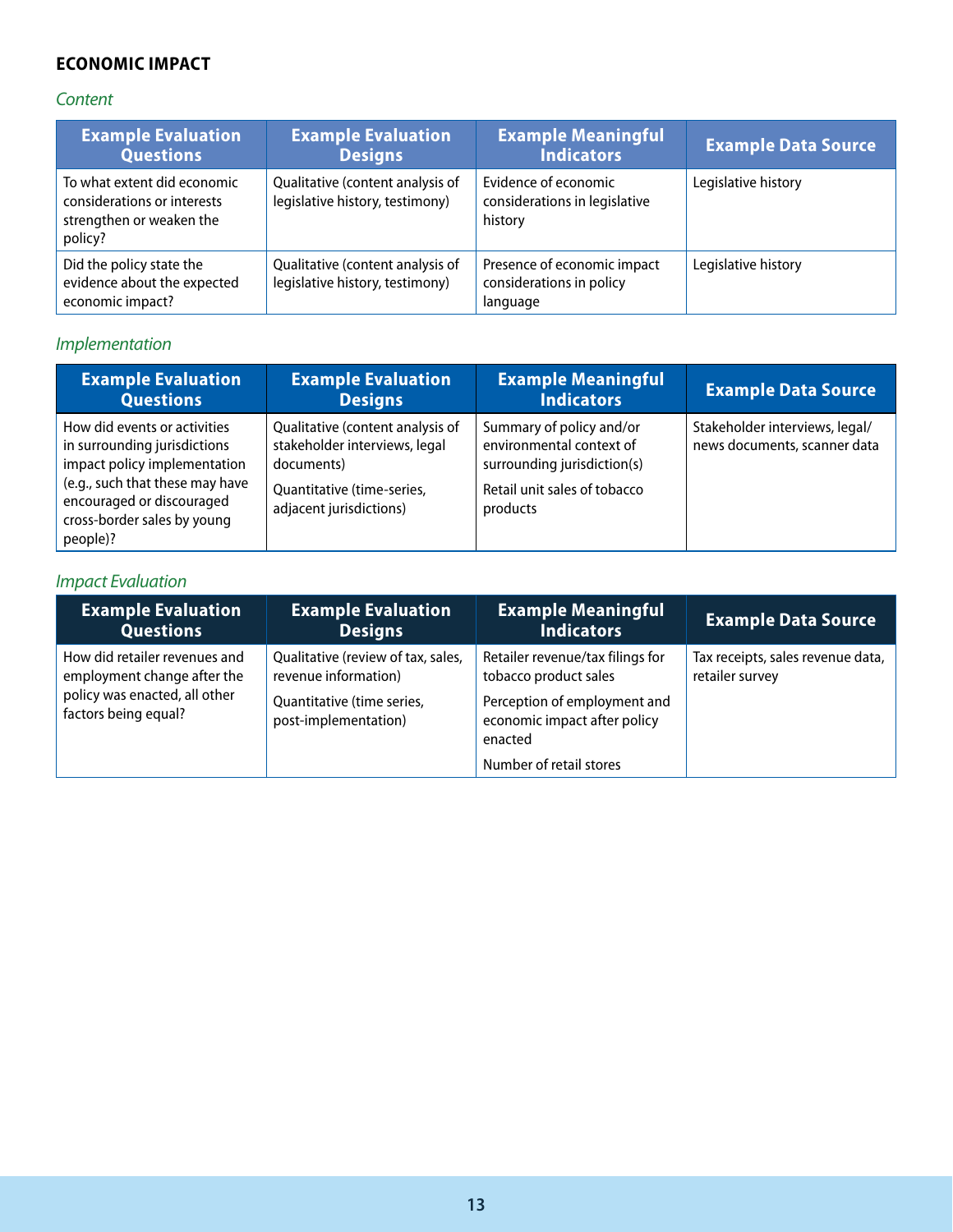## ECONOMIC IMPACT

*Content*

| Example Evaluation Questions | Example Evaluation Designs | Example Meaningful Indicators | Example Data Source |
|---|---|---|---|
| To what extent did economic considerations or interests strengthen or weaken the policy? | Qualitative (content analysis of legislative history, testimony) | Evidence of economic considerations in legislative history | Legislative history |
| Did the policy state the evidence about the expected economic impact? | Qualitative (content analysis of legislative history, testimony) | Presence of economic impact considerations in policy language | Legislative history |

*Implementation*

| Example Evaluation Questions | Example Evaluation Designs | Example Meaningful Indicators | Example Data Source |
|---|---|---|---|
| How did events or activities in surrounding jurisdictions impact policy implementation (e.g., such that these may have encouraged or discouraged cross-border sales by young people)? | Qualitative (content analysis of stakeholder interviews, legal documents)<br><br>Quantitative (time-series, adjacent jurisdictions) | Summary of policy and/or environmental context of surrounding jurisdiction(s)<br><br>Retail unit sales of tobacco products | Stakeholder interviews, legal/news documents, scanner data |

*Impact Evaluation*

| Example Evaluation Questions | Example Evaluation Designs | Example Meaningful Indicators | Example Data Source |
|---|---|---|---|
| How did retailer revenues and employment change after the policy was enacted, all other factors being equal? | Qualitative (review of tax, sales, revenue information)<br><br>Quantitative (time series, post-implementation) | Retailer revenue/tax filings for tobacco product sales<br><br>Perception of employment and economic impact after policy enacted<br><br>Number of retail stores | Tax receipts, sales revenue data, retailer survey |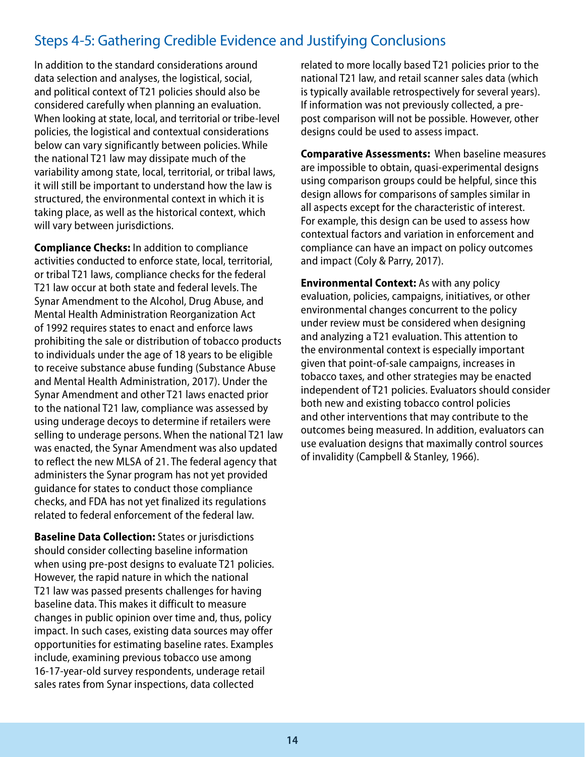## Steps 4-5: Gathering Credible Evidence and Justifying Conclusions

In addition to the standard considerations around data selection and analyses, the logistical, social, and political context of T21 policies should also be considered carefully when planning an evaluation. When looking at state, local, and territorial or tribe-level policies, the logistical and contextual considerations below can vary significantly between policies. While the national T21 law may dissipate much of the variability among state, local, territorial, or tribal laws, it will still be important to understand how the law is structured, the environmental context in which it is taking place, as well as the historical context, which will vary between jurisdictions.

**Compliance Checks:** In addition to compliance activities conducted to enforce state, local, territorial, or tribal T21 laws, compliance checks for the federal T21 law occur at both state and federal levels. The Synar Amendment to the Alcohol, Drug Abuse, and Mental Health Administration Reorganization Act of 1992 requires states to enact and enforce laws prohibiting the sale or distribution of tobacco products to individuals under the age of 18 years to be eligible to receive substance abuse funding (Substance Abuse and Mental Health Administration, 2017). Under the Synar Amendment and other T21 laws enacted prior to the national T21 law, compliance was assessed by using underage decoys to determine if retailers were selling to underage persons. When the national T21 law was enacted, the Synar Amendment was also updated to reflect the new MLSA of 21. The federal agency that administers the Synar program has not yet provided guidance for states to conduct those compliance checks, and FDA has not yet finalized its regulations related to federal enforcement of the federal law.

**Baseline Data Collection:** States or jurisdictions should consider collecting baseline information when using pre-post designs to evaluate T21 policies. However, the rapid nature in which the national T21 law was passed presents challenges for having baseline data. This makes it difficult to measure changes in public opinion over time and, thus, policy impact. In such cases, existing data sources may offer opportunities for estimating baseline rates. Examples include, examining previous tobacco use among 16-17-year-old survey respondents, underage retail sales rates from Synar inspections, data collected related to more locally based T21 policies prior to the national T21 law, and retail scanner sales data (which is typically available retrospectively for several years). If information was not previously collected, a pre-post comparison will not be possible. However, other designs could be used to assess impact.

**Comparative Assessments:** When baseline measures are impossible to obtain, quasi-experimental designs using comparison groups could be helpful, since this design allows for comparisons of samples similar in all aspects except for the characteristic of interest. For example, this design can be used to assess how contextual factors and variation in enforcement and compliance can have an impact on policy outcomes and impact (Coly & Parry, 2017).

**Environmental Context:** As with any policy evaluation, policies, campaigns, initiatives, or other environmental changes concurrent to the policy under review must be considered when designing and analyzing a T21 evaluation. This attention to the environmental context is especially important given that point-of-sale campaigns, increases in tobacco taxes, and other strategies may be enacted independent of T21 policies. Evaluators should consider both new and existing tobacco control policies and other interventions that may contribute to the outcomes being measured. In addition, evaluators can use evaluation designs that maximally control sources of invalidity (Campbell & Stanley, 1966).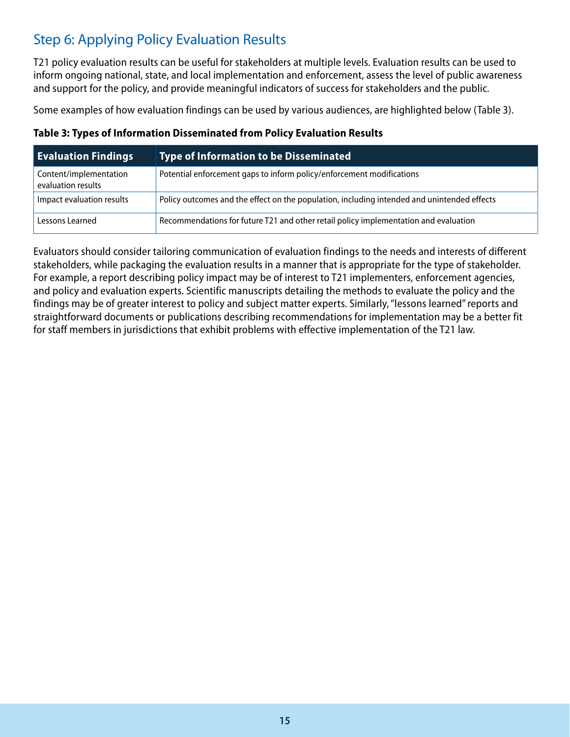## Step 6: Applying Policy Evaluation Results

T21 policy evaluation results can be useful for stakeholders at multiple levels. Evaluation results can be used to inform ongoing national, state, and local implementation and enforcement, assess the level of public awareness and support for the policy, and provide meaningful indicators of success for stakeholders and the public.

Some examples of how evaluation findings can be used by various audiences, are highlighted below (Table 3).

**Table 3: Types of Information Disseminated from Policy Evaluation Results**

| Evaluation Findings | Type of Information to be Disseminated |
|---|---|
| Content/implementation evaluation results | Potential enforcement gaps to inform policy/enforcement modifications |
| Impact evaluation results | Policy outcomes and the effect on the population, including intended and unintended effects |
| Lessons Learned | Recommendations for future T21 and other retail policy implementation and evaluation |

Evaluators should consider tailoring communication of evaluation findings to the needs and interests of different stakeholders, while packaging the evaluation results in a manner that is appropriate for the type of stakeholder. For example, a report describing policy impact may be of interest to T21 implementers, enforcement agencies, and policy and evaluation experts. Scientific manuscripts detailing the methods to evaluate the policy and the findings may be of greater interest to policy and subject matter experts. Similarly, "lessons learned" reports and straightforward documents or publications describing recommendations for implementation may be a better fit for staff members in jurisdictions that exhibit problems with effective implementation of the T21 law.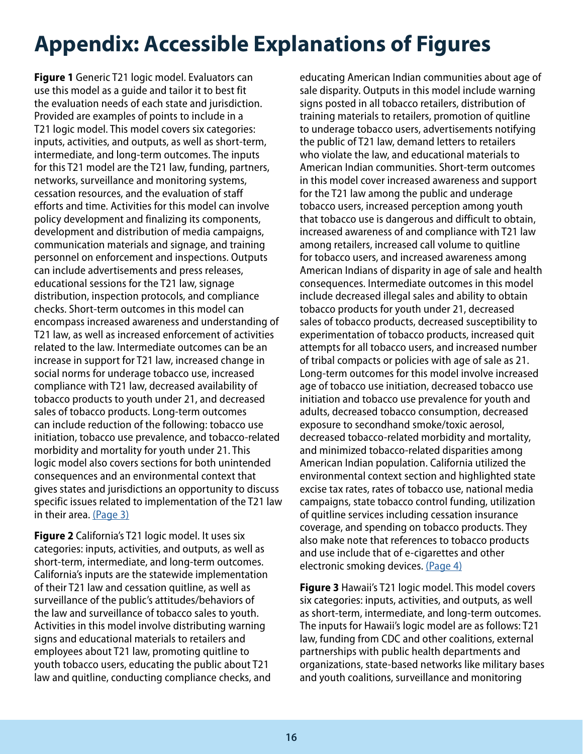# Appendix: Accessible Explanations of Figures

**Figure 1** Generic T21 logic model. Evaluators can use this model as a guide and tailor it to best fit the evaluation needs of each state and jurisdiction. Provided are examples of points to include in a T21 logic model. This model covers six categories: inputs, activities, and outputs, as well as short-term, intermediate, and long-term outcomes. The inputs for this T21 model are the T21 law, funding, partners, networks, surveillance and monitoring systems, cessation resources, and the evaluation of staff efforts and time. Activities for this model can involve policy development and finalizing its components, development and distribution of media campaigns, communication materials and signage, and training personnel on enforcement and inspections. Outputs can include advertisements and press releases, educational sessions for the T21 law, signage distribution, inspection protocols, and compliance checks. Short-term outcomes in this model can encompass increased awareness and understanding of T21 law, as well as increased enforcement of activities related to the law. Intermediate outcomes can be an increase in support for T21 law, increased change in social norms for underage tobacco use, increased compliance with T21 law, decreased availability of tobacco products to youth under 21, and decreased sales of tobacco products. Long-term outcomes can include reduction of the following: tobacco use initiation, tobacco use prevalence, and tobacco-related morbidity and mortality for youth under 21. This logic model also covers sections for both unintended consequences and an environmental context that gives states and jurisdictions an opportunity to discuss specific issues related to implementation of the T21 law in their area. (Page 3)

**Figure 2** California's T21 logic model. It uses six categories: inputs, activities, and outputs, as well as short-term, intermediate, and long-term outcomes. California's inputs are the statewide implementation of their T21 law and cessation quitline, as well as surveillance of the public's attitudes/behaviors of the law and surveillance of tobacco sales to youth. Activities in this model involve distributing warning signs and educational materials to retailers and employees about T21 law, promoting quitline to youth tobacco users, educating the public about T21 law and quitline, conducting compliance checks, and educating American Indian communities about age of sale disparity. Outputs in this model include warning signs posted in all tobacco retailers, distribution of training materials to retailers, promotion of quitline to underage tobacco users, advertisements notifying the public of T21 law, demand letters to retailers who violate the law, and educational materials to American Indian communities. Short-term outcomes in this model cover increased awareness and support for the T21 law among the public and underage tobacco users, increased perception among youth that tobacco use is dangerous and difficult to obtain, increased awareness of and compliance with T21 law among retailers, increased call volume to quitline for tobacco users, and increased awareness among American Indians of disparity in age of sale and health consequences. Intermediate outcomes in this model include decreased illegal sales and ability to obtain tobacco products for youth under 21, decreased sales of tobacco products, decreased susceptibility to experimentation of tobacco products, increased quit attempts for all tobacco users, and increased number of tribal compacts or policies with age of sale as 21. Long-term outcomes for this model involve increased age of tobacco use initiation, decreased tobacco use initiation and tobacco use prevalence for youth and adults, decreased tobacco consumption, decreased exposure to secondhand smoke/toxic aerosol, decreased tobacco-related morbidity and mortality, and minimized tobacco-related disparities among American Indian population. California utilized the environmental context section and highlighted state excise tax rates, rates of tobacco use, national media campaigns, state tobacco control funding, utilization of quitline services including cessation insurance coverage, and spending on tobacco products. They also make note that references to tobacco products and use include that of e-cigarettes and other electronic smoking devices. (Page 4)

**Figure 3** Hawaii's T21 logic model. This model covers six categories: inputs, activities, and outputs, as well as short-term, intermediate, and long-term outcomes. The inputs for Hawaii's logic model are as follows: T21 law, funding from CDC and other coalitions, external partnerships with public health departments and organizations, state-based networks like military bases and youth coalitions, surveillance and monitoring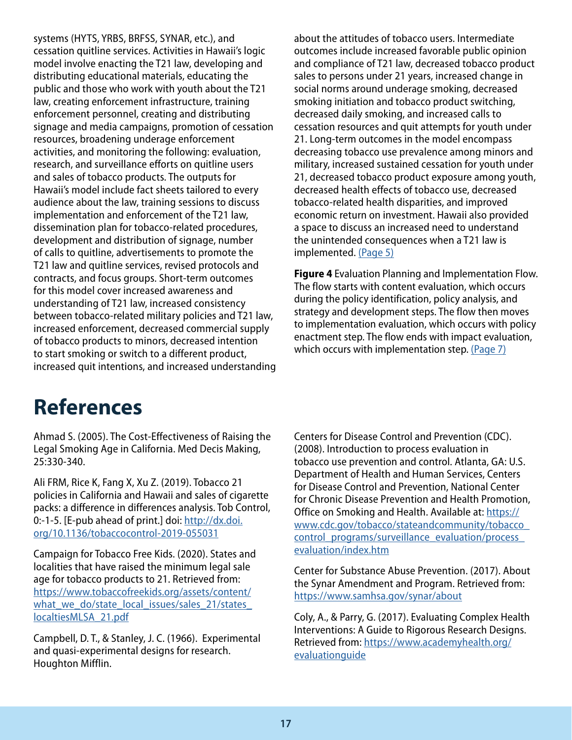systems (HYTS, YRBS, BRFSS, SYNAR, etc.), and cessation quitline services. Activities in Hawaii's logic model involve enacting the T21 law, developing and distributing educational materials, educating the public and those who work with youth about the T21 law, creating enforcement infrastructure, training enforcement personnel, creating and distributing signage and media campaigns, promotion of cessation resources, broadening underage enforcement activities, and monitoring the following: evaluation, research, and surveillance efforts on quitline users and sales of tobacco products. The outputs for Hawaii's model include fact sheets tailored to every audience about the law, training sessions to discuss implementation and enforcement of the T21 law, dissemination plan for tobacco-related procedures, development and distribution of signage, number of calls to quitline, advertisements to promote the T21 law and quitline services, revised protocols and contracts, and focus groups. Short-term outcomes for this model cover increased awareness and understanding of T21 law, increased consistency between tobacco-related military policies and T21 law, increased enforcement, decreased commercial supply of tobacco products to minors, decreased intention to start smoking or switch to a different product, increased quit intentions, and increased understanding about the attitudes of tobacco users. Intermediate outcomes include increased favorable public opinion and compliance of T21 law, decreased tobacco product sales to persons under 21 years, increased change in social norms around underage smoking, decreased smoking initiation and tobacco product switching, decreased daily smoking, and increased calls to cessation resources and quit attempts for youth under 21. Long-term outcomes in the model encompass decreasing tobacco use prevalence among minors and military, increased sustained cessation for youth under 21, decreased tobacco product exposure among youth, decreased health effects of tobacco use, decreased tobacco-related health disparities, and improved economic return on investment. Hawaii also provided a space to discuss an increased need to understand the unintended consequences when a T21 law is implemented. [(Page 5)]

**Figure 4** Evaluation Planning and Implementation Flow. The flow starts with content evaluation, which occurs during the policy identification, policy analysis, and strategy and development steps. The flow then moves to implementation evaluation, which occurs with policy enactment step. The flow ends with impact evaluation, which occurs with implementation step. [(Page 7)]

# References

Ahmad S. (2005). The Cost-Effectiveness of Raising the Legal Smoking Age in California. Med Decis Making, 25:330-340.

Ali FRM, Rice K, Fang X, Xu Z. (2019). Tobacco 21 policies in California and Hawaii and sales of cigarette packs: a difference in differences analysis. Tob Control, 0:-1-5. [E-pub ahead of print.] doi: http://dx.doi.org/10.1136/tobaccocontrol-2019-055031

Campaign for Tobacco Free Kids. (2020). States and localities that have raised the minimum legal sale age for tobacco products to 21. Retrieved from: https://www.tobaccofreekids.org/assets/content/what_we_do/state_local_issues/sales_21/states_localtiesMLSA_21.pdf

Campbell, D. T., & Stanley, J. C. (1966). Experimental and quasi-experimental designs for research. Houghton Mifflin.

Centers for Disease Control and Prevention (CDC). (2008). Introduction to process evaluation in tobacco use prevention and control. Atlanta, GA: U.S. Department of Health and Human Services, Centers for Disease Control and Prevention, National Center for Chronic Disease Prevention and Health Promotion, Office on Smoking and Health. Available at: https://www.cdc.gov/tobacco/stateandcommunity/tobacco_control_programs/surveillance_evaluation/process_evaluation/index.htm

Center for Substance Abuse Prevention. (2017). About the Synar Amendment and Program. Retrieved from: https://www.samhsa.gov/synar/about

Coly, A., & Parry, G. (2017). Evaluating Complex Health Interventions: A Guide to Rigorous Research Designs. Retrieved from: https://www.academyhealth.org/evaluationguide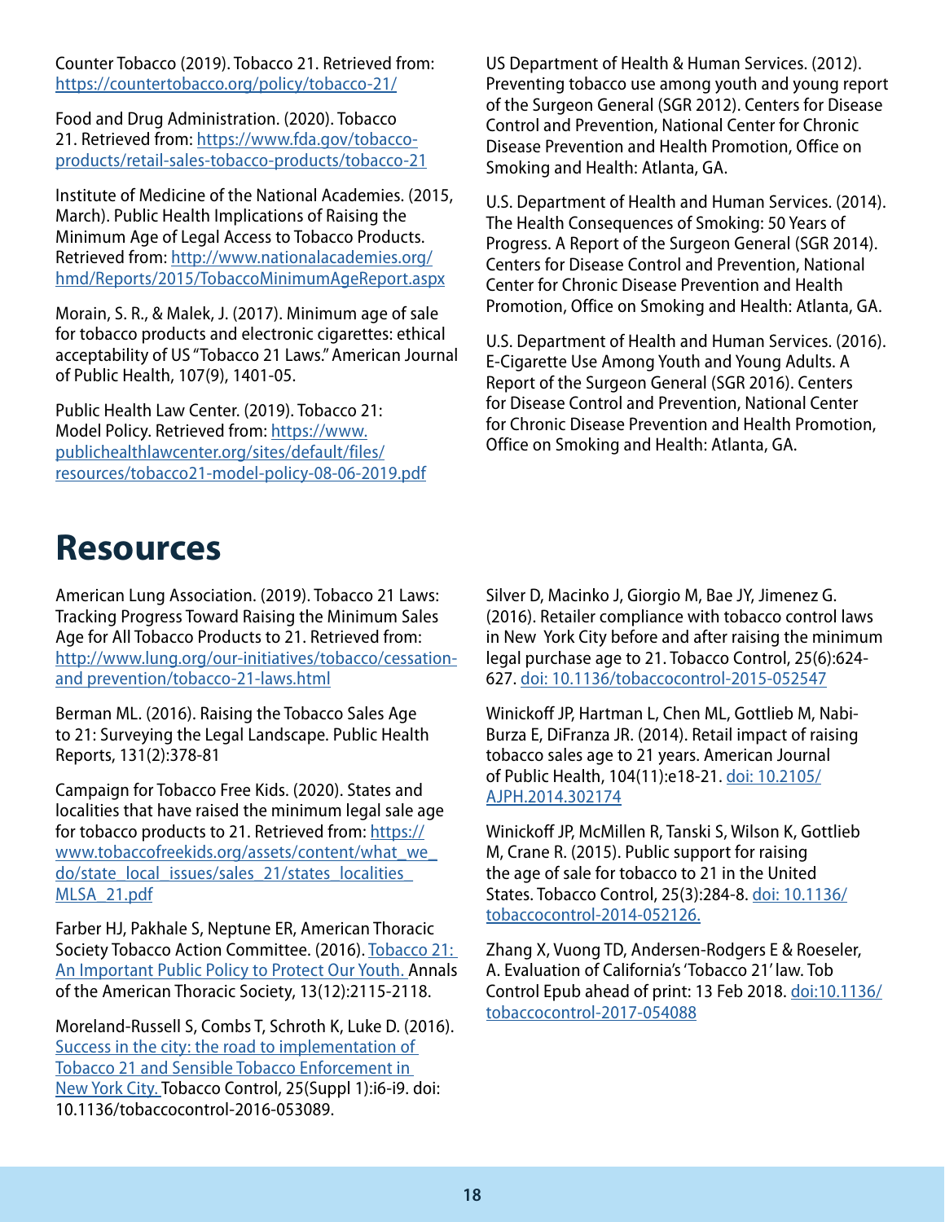Counter Tobacco (2019). Tobacco 21. Retrieved from: https://countertobacco.org/policy/tobacco-21/

Food and Drug Administration. (2020). Tobacco 21. Retrieved from: https://www.fda.gov/tobacco-products/retail-sales-tobacco-products/tobacco-21

Institute of Medicine of the National Academies. (2015, March). Public Health Implications of Raising the Minimum Age of Legal Access to Tobacco Products. Retrieved from: http://www.nationalacademies.org/hmd/Reports/2015/TobaccoMinimumAgeReport.aspx

Morain, S. R., & Malek, J. (2017). Minimum age of sale for tobacco products and electronic cigarettes: ethical acceptability of US "Tobacco 21 Laws." American Journal of Public Health, 107(9), 1401-05.

Public Health Law Center. (2019). Tobacco 21: Model Policy. Retrieved from: https://www.publichealthlawcenter.org/sites/default/files/resources/tobacco21-model-policy-08-06-2019.pdf

US Department of Health & Human Services. (2012). Preventing tobacco use among youth and young report of the Surgeon General (SGR 2012). Centers for Disease Control and Prevention, National Center for Chronic Disease Prevention and Health Promotion, Office on Smoking and Health: Atlanta, GA.

U.S. Department of Health and Human Services. (2014). The Health Consequences of Smoking: 50 Years of Progress. A Report of the Surgeon General (SGR 2014). Centers for Disease Control and Prevention, National Center for Chronic Disease Prevention and Health Promotion, Office on Smoking and Health: Atlanta, GA.

U.S. Department of Health and Human Services. (2016). E-Cigarette Use Among Youth and Young Adults. A Report of the Surgeon General (SGR 2016). Centers for Disease Control and Prevention, National Center for Chronic Disease Prevention and Health Promotion, Office on Smoking and Health: Atlanta, GA.

# Resources

American Lung Association. (2019). Tobacco 21 Laws: Tracking Progress Toward Raising the Minimum Sales Age for All Tobacco Products to 21. Retrieved from: http://www.lung.org/our-initiatives/tobacco/cessation-and prevention/tobacco-21-laws.html

Berman ML. (2016). Raising the Tobacco Sales Age to 21: Surveying the Legal Landscape. Public Health Reports, 131(2):378-81

Campaign for Tobacco Free Kids. (2020). States and localities that have raised the minimum legal sale age for tobacco products to 21. Retrieved from: https://www.tobaccofreekids.org/assets/content/what_we_do/state_local_issues/sales_21/states_localities_MLSA_21.pdf

Farber HJ, Pakhale S, Neptune ER, American Thoracic Society Tobacco Action Committee. (2016). Tobacco 21: An Important Public Policy to Protect Our Youth. Annals of the American Thoracic Society, 13(12):2115-2118.

Moreland-Russell S, Combs T, Schroth K, Luke D. (2016). Success in the city: the road to implementation of Tobacco 21 and Sensible Tobacco Enforcement in New York City. Tobacco Control, 25(Suppl 1):i6-i9. doi: 10.1136/tobaccocontrol-2016-053089.

Silver D, Macinko J, Giorgio M, Bae JY, Jimenez G. (2016). Retailer compliance with tobacco control laws in New York City before and after raising the minimum legal purchase age to 21. Tobacco Control, 25(6):624-627. doi: 10.1136/tobaccocontrol-2015-052547

Winickoff JP, Hartman L, Chen ML, Gottlieb M, Nabi-Burza E, DiFranza JR. (2014). Retail impact of raising tobacco sales age to 21 years. American Journal of Public Health, 104(11):e18-21. doi: 10.2105/AJPH.2014.302174

Winickoff JP, McMillen R, Tanski S, Wilson K, Gottlieb M, Crane R. (2015). Public support for raising the age of sale for tobacco to 21 in the United States. Tobacco Control, 25(3):284-8. doi: 10.1136/tobaccocontrol-2014-052126.

Zhang X, Vuong TD, Andersen-Rodgers E & Roeseler, A. Evaluation of California's 'Tobacco 21' law. Tob Control Epub ahead of print: 13 Feb 2018. doi:10.1136/tobaccocontrol-2017-054088